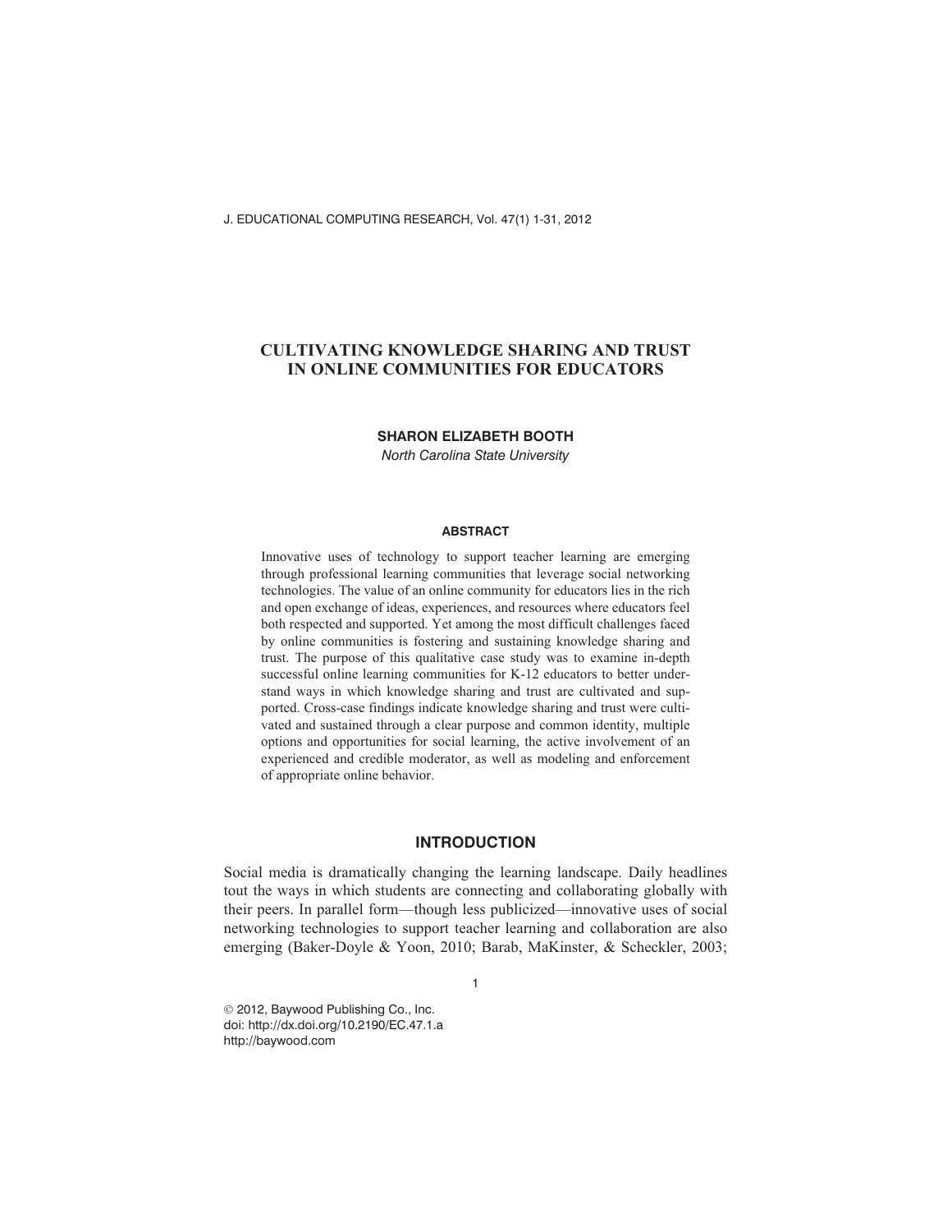# CULTIVATING KNOWLEDGE SHARING AND TRUST IN ONLINE COMMUNITIES FOR EDUCATORS

**SHARON ELIZABETH BOOTH**

*North Carolina State University*

## ABSTRACT

Innovative uses of technology to support teacher learning are emerging through professional learning communities that leverage social networking technologies. The value of an online community for educators lies in the rich and open exchange of ideas, experiences, and resources where educators feel both respected and supported. Yet among the most difficult challenges faced by online communities is fostering and sustaining knowledge sharing and trust. The purpose of this qualitative case study was to examine in-depth successful online learning communities for K-12 educators to better understand ways in which knowledge sharing and trust are cultivated and supported. Cross-case findings indicate knowledge sharing and trust were cultivated and sustained through a clear purpose and common identity, multiple options and opportunities for social learning, the active involvement of an experienced and credible moderator, as well as modeling and enforcement of appropriate online behavior.

## INTRODUCTION

Social media is dramatically changing the learning landscape. Daily headlines tout the ways in which students are connecting and collaborating globally with their peers. In parallel form—though less publicized—innovative uses of social networking technologies to support teacher learning and collaboration are also emerging (Baker-Doyle & Yoon, 2010; Barab, MaKinster, & Scheckler, 2003;

© 2012, Baywood Publishing Co., Inc.
doi: http://dx.doi.org/10.2190/EC.47.1.a
http://baywood.com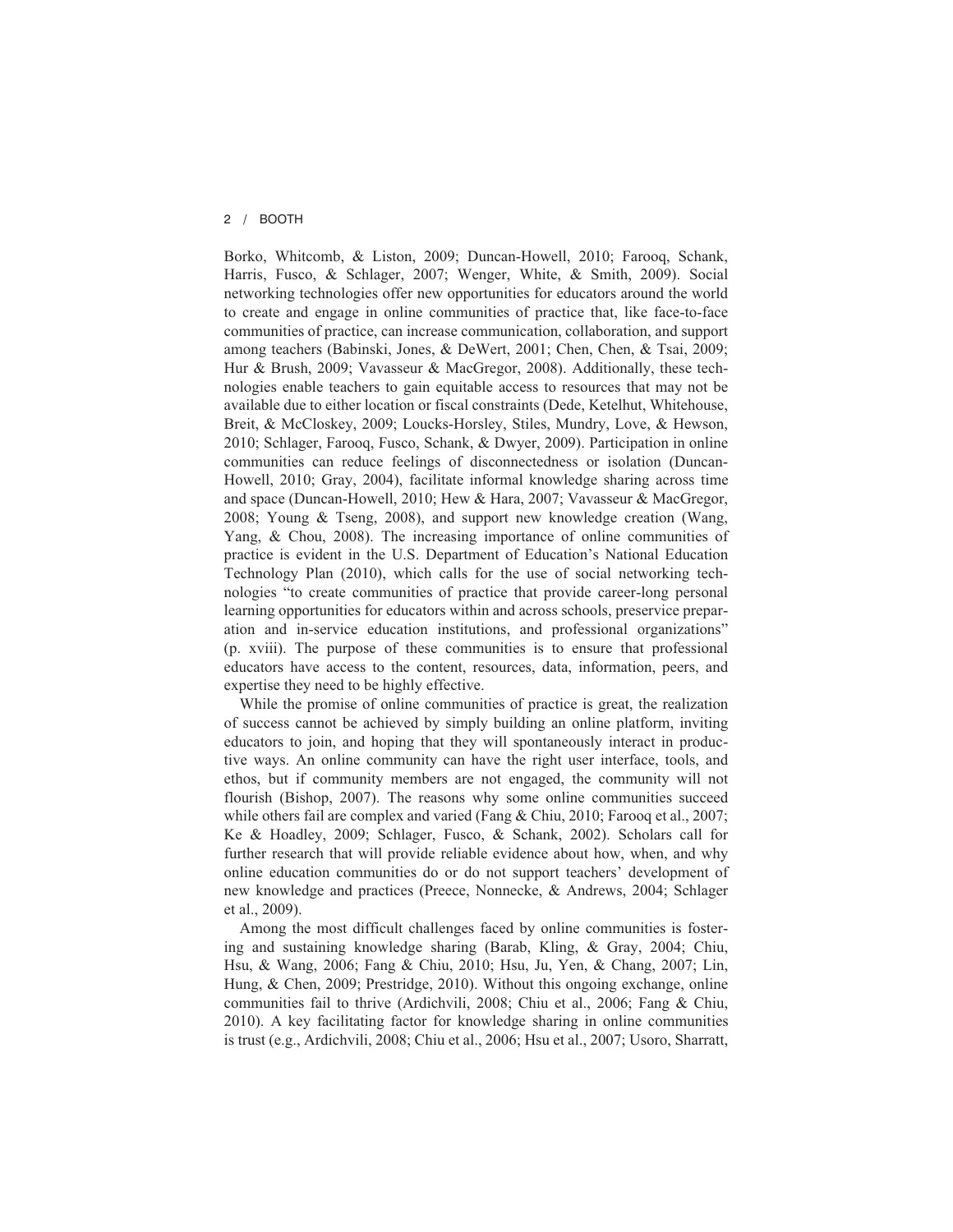Borko, Whitcomb, & Liston, 2009; Duncan-Howell, 2010; Farooq, Schank, Harris, Fusco, & Schlager, 2007; Wenger, White, & Smith, 2009). Social networking technologies offer new opportunities for educators around the world to create and engage in online communities of practice that, like face-to-face communities of practice, can increase communication, collaboration, and support among teachers (Babinski, Jones, & DeWert, 2001; Chen, Chen, & Tsai, 2009; Hur & Brush, 2009; Vavasseur & MacGregor, 2008). Additionally, these technologies enable teachers to gain equitable access to resources that may not be available due to either location or fiscal constraints (Dede, Ketelhut, Whitehouse, Breit, & McCloskey, 2009; Loucks-Horsley, Stiles, Mundry, Love, & Hewson, 2010; Schlager, Farooq, Fusco, Schank, & Dwyer, 2009). Participation in online communities can reduce feelings of disconnectedness or isolation (Duncan-Howell, 2010; Gray, 2004), facilitate informal knowledge sharing across time and space (Duncan-Howell, 2010; Hew & Hara, 2007; Vavasseur & MacGregor, 2008; Young & Tseng, 2008), and support new knowledge creation (Wang, Yang, & Chou, 2008). The increasing importance of online communities of practice is evident in the U.S. Department of Education's National Education Technology Plan (2010), which calls for the use of social networking technologies "to create communities of practice that provide career-long personal learning opportunities for educators within and across schools, preservice preparation and in-service education institutions, and professional organizations" (p. xviii). The purpose of these communities is to ensure that professional educators have access to the content, resources, data, information, peers, and expertise they need to be highly effective.

While the promise of online communities of practice is great, the realization of success cannot be achieved by simply building an online platform, inviting educators to join, and hoping that they will spontaneously interact in productive ways. An online community can have the right user interface, tools, and ethos, but if community members are not engaged, the community will not flourish (Bishop, 2007). The reasons why some online communities succeed while others fail are complex and varied (Fang & Chiu, 2010; Farooq et al., 2007; Ke & Hoadley, 2009; Schlager, Fusco, & Schank, 2002). Scholars call for further research that will provide reliable evidence about how, when, and why online education communities do or do not support teachers' development of new knowledge and practices (Preece, Nonnecke, & Andrews, 2004; Schlager et al., 2009).

Among the most difficult challenges faced by online communities is fostering and sustaining knowledge sharing (Barab, Kling, & Gray, 2004; Chiu, Hsu, & Wang, 2006; Fang & Chiu, 2010; Hsu, Ju, Yen, & Chang, 2007; Lin, Hung, & Chen, 2009; Prestridge, 2010). Without this ongoing exchange, online communities fail to thrive (Ardichvili, 2008; Chiu et al., 2006; Fang & Chiu, 2010). A key facilitating factor for knowledge sharing in online communities is trust (e.g., Ardichvili, 2008; Chiu et al., 2006; Hsu et al., 2007; Usoro, Sharratt,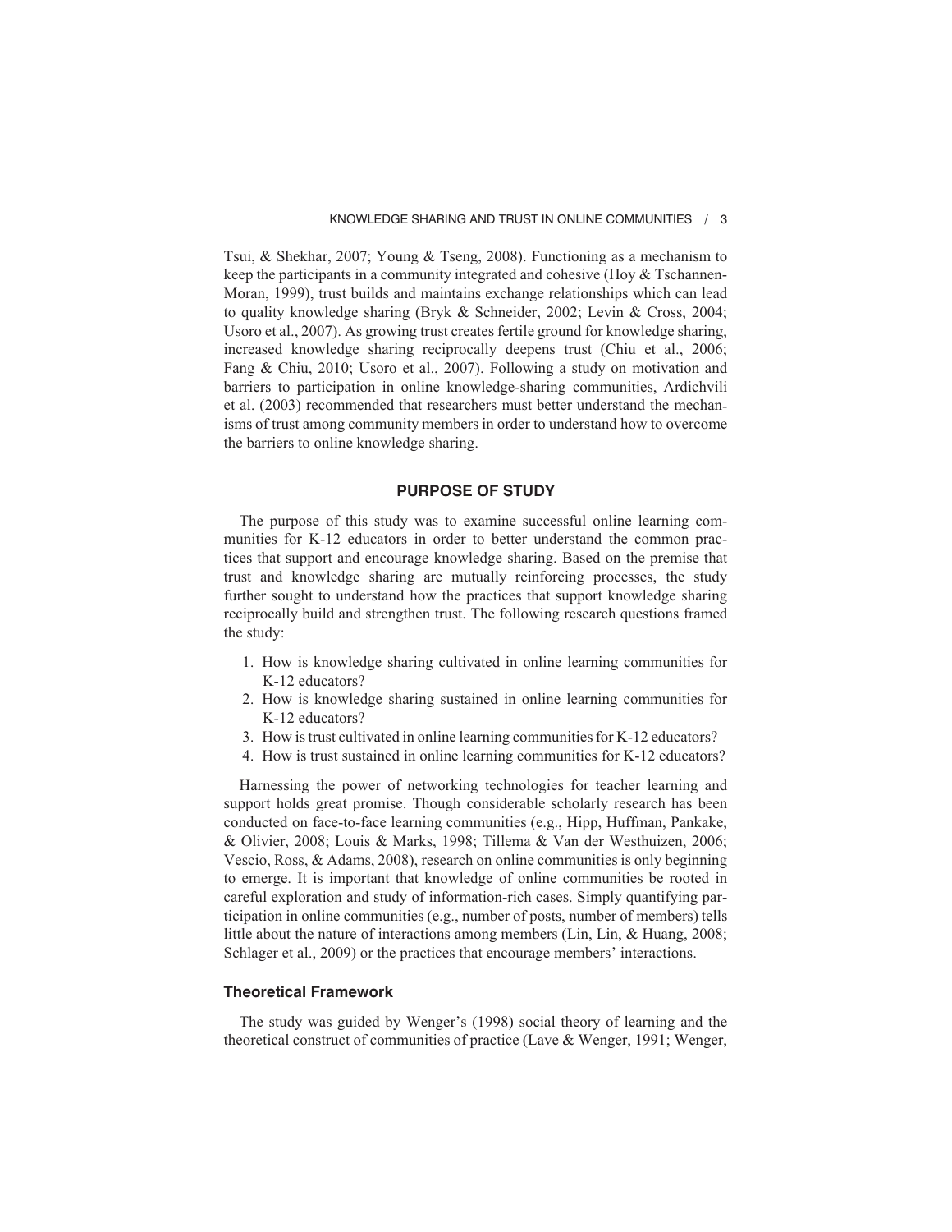Tsui, & Shekhar, 2007; Young & Tseng, 2008). Functioning as a mechanism to keep the participants in a community integrated and cohesive (Hoy & Tschannen-Moran, 1999), trust builds and maintains exchange relationships which can lead to quality knowledge sharing (Bryk & Schneider, 2002; Levin & Cross, 2004; Usoro et al., 2007). As growing trust creates fertile ground for knowledge sharing, increased knowledge sharing reciprocally deepens trust (Chiu et al., 2006; Fang & Chiu, 2010; Usoro et al., 2007). Following a study on motivation and barriers to participation in online knowledge-sharing communities, Ardichvili et al. (2003) recommended that researchers must better understand the mechanisms of trust among community members in order to understand how to overcome the barriers to online knowledge sharing.

## PURPOSE OF STUDY

The purpose of this study was to examine successful online learning communities for K-12 educators in order to better understand the common practices that support and encourage knowledge sharing. Based on the premise that trust and knowledge sharing are mutually reinforcing processes, the study further sought to understand how the practices that support knowledge sharing reciprocally build and strengthen trust. The following research questions framed the study:

1. How is knowledge sharing cultivated in online learning communities for K-12 educators?
2. How is knowledge sharing sustained in online learning communities for K-12 educators?
3. How is trust cultivated in online learning communities for K-12 educators?
4. How is trust sustained in online learning communities for K-12 educators?

Harnessing the power of networking technologies for teacher learning and support holds great promise. Though considerable scholarly research has been conducted on face-to-face learning communities (e.g., Hipp, Huffman, Pankake, & Olivier, 2008; Louis & Marks, 1998; Tillema & Van der Westhuizen, 2006; Vescio, Ross, & Adams, 2008), research on online communities is only beginning to emerge. It is important that knowledge of online communities be rooted in careful exploration and study of information-rich cases. Simply quantifying participation in online communities (e.g., number of posts, number of members) tells little about the nature of interactions among members (Lin, Lin, & Huang, 2008; Schlager et al., 2009) or the practices that encourage members' interactions.

### Theoretical Framework

The study was guided by Wenger's (1998) social theory of learning and the theoretical construct of communities of practice (Lave & Wenger, 1991; Wenger,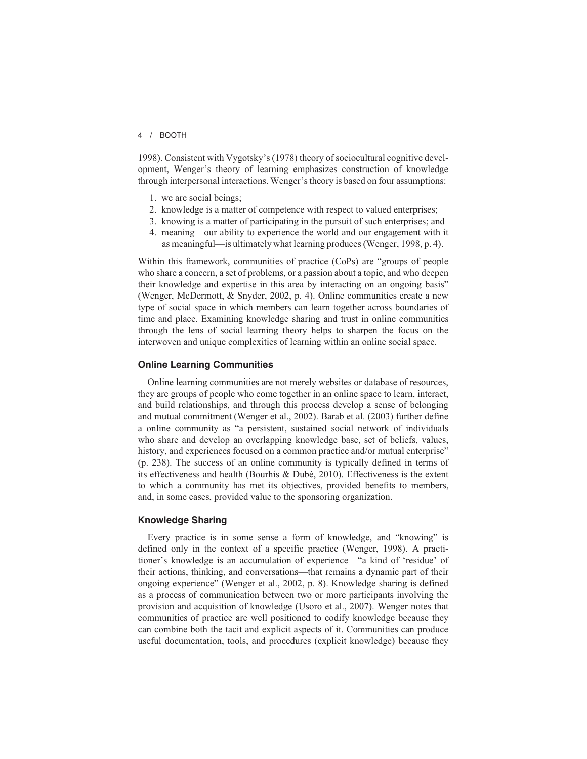1998). Consistent with Vygotsky's (1978) theory of sociocultural cognitive development, Wenger's theory of learning emphasizes construction of knowledge through interpersonal interactions. Wenger's theory is based on four assumptions:

1. we are social beings;
2. knowledge is a matter of competence with respect to valued enterprises;
3. knowing is a matter of participating in the pursuit of such enterprises; and
4. meaning—our ability to experience the world and our engagement with it as meaningful—is ultimately what learning produces (Wenger, 1998, p. 4).

Within this framework, communities of practice (CoPs) are "groups of people who share a concern, a set of problems, or a passion about a topic, and who deepen their knowledge and expertise in this area by interacting on an ongoing basis" (Wenger, McDermott, & Snyder, 2002, p. 4). Online communities create a new type of social space in which members can learn together across boundaries of time and place. Examining knowledge sharing and trust in online communities through the lens of social learning theory helps to sharpen the focus on the interwoven and unique complexities of learning within an online social space.

### Online Learning Communities

Online learning communities are not merely websites or database of resources, they are groups of people who come together in an online space to learn, interact, and build relationships, and through this process develop a sense of belonging and mutual commitment (Wenger et al., 2002). Barab et al. (2003) further define a online community as "a persistent, sustained social network of individuals who share and develop an overlapping knowledge base, set of beliefs, values, history, and experiences focused on a common practice and/or mutual enterprise" (p. 238). The success of an online community is typically defined in terms of its effectiveness and health (Bourhis & Dubé, 2010). Effectiveness is the extent to which a community has met its objectives, provided benefits to members, and, in some cases, provided value to the sponsoring organization.

### Knowledge Sharing

Every practice is in some sense a form of knowledge, and "knowing" is defined only in the context of a specific practice (Wenger, 1998). A practitioner's knowledge is an accumulation of experience—"a kind of 'residue' of their actions, thinking, and conversations—that remains a dynamic part of their ongoing experience" (Wenger et al., 2002, p. 8). Knowledge sharing is defined as a process of communication between two or more participants involving the provision and acquisition of knowledge (Usoro et al., 2007). Wenger notes that communities of practice are well positioned to codify knowledge because they can combine both the tacit and explicit aspects of it. Communities can produce useful documentation, tools, and procedures (explicit knowledge) because they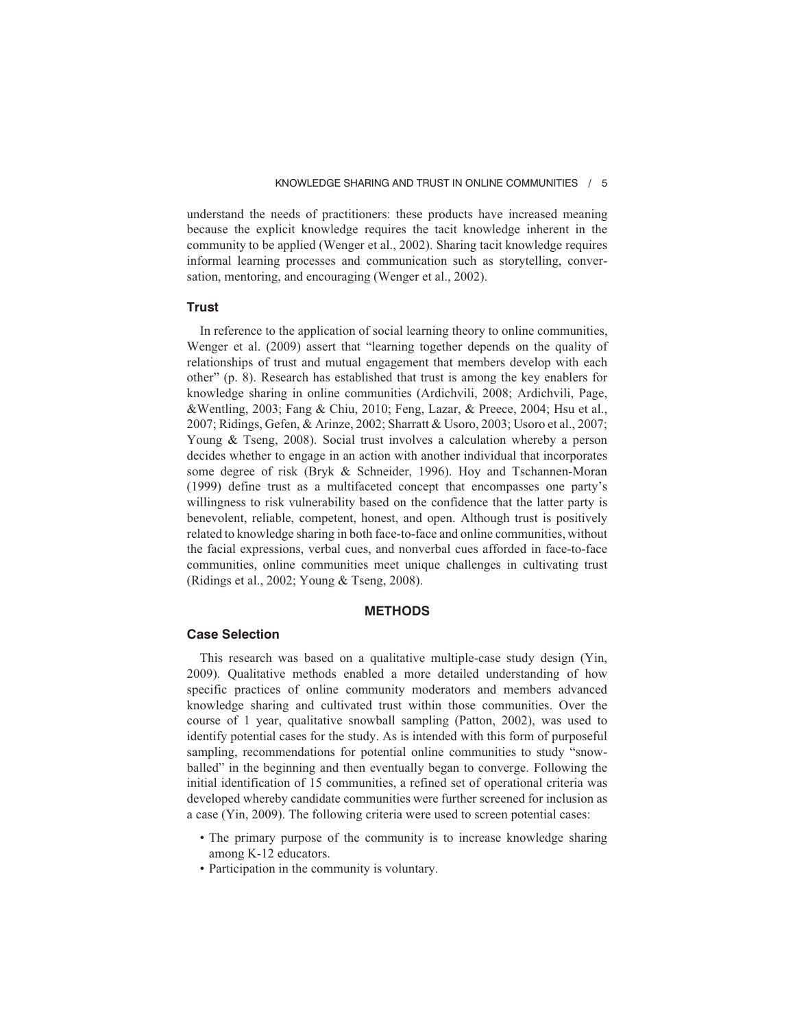understand the needs of practitioners: these products have increased meaning because the explicit knowledge requires the tacit knowledge inherent in the community to be applied (Wenger et al., 2002). Sharing tacit knowledge requires informal learning processes and communication such as storytelling, conversation, mentoring, and encouraging (Wenger et al., 2002).

### Trust

In reference to the application of social learning theory to online communities, Wenger et al. (2009) assert that "learning together depends on the quality of relationships of trust and mutual engagement that members develop with each other" (p. 8). Research has established that trust is among the key enablers for knowledge sharing in online communities (Ardichvili, 2008; Ardichvili, Page, &Wentling, 2003; Fang & Chiu, 2010; Feng, Lazar, & Preece, 2004; Hsu et al., 2007; Ridings, Gefen, & Arinze, 2002; Sharratt & Usoro, 2003; Usoro et al., 2007; Young & Tseng, 2008). Social trust involves a calculation whereby a person decides whether to engage in an action with another individual that incorporates some degree of risk (Bryk & Schneider, 1996). Hoy and Tschannen-Moran (1999) define trust as a multifaceted concept that encompasses one party's willingness to risk vulnerability based on the confidence that the latter party is benevolent, reliable, competent, honest, and open. Although trust is positively related to knowledge sharing in both face-to-face and online communities, without the facial expressions, verbal cues, and nonverbal cues afforded in face-to-face communities, online communities meet unique challenges in cultivating trust (Ridings et al., 2002; Young & Tseng, 2008).

## METHODS

### Case Selection

This research was based on a qualitative multiple-case study design (Yin, 2009). Qualitative methods enabled a more detailed understanding of how specific practices of online community moderators and members advanced knowledge sharing and cultivated trust within those communities. Over the course of 1 year, qualitative snowball sampling (Patton, 2002), was used to identify potential cases for the study. As is intended with this form of purposeful sampling, recommendations for potential online communities to study "snowballed" in the beginning and then eventually began to converge. Following the initial identification of 15 communities, a refined set of operational criteria was developed whereby candidate communities were further screened for inclusion as a case (Yin, 2009). The following criteria were used to screen potential cases:

- The primary purpose of the community is to increase knowledge sharing among K-12 educators.
- Participation in the community is voluntary.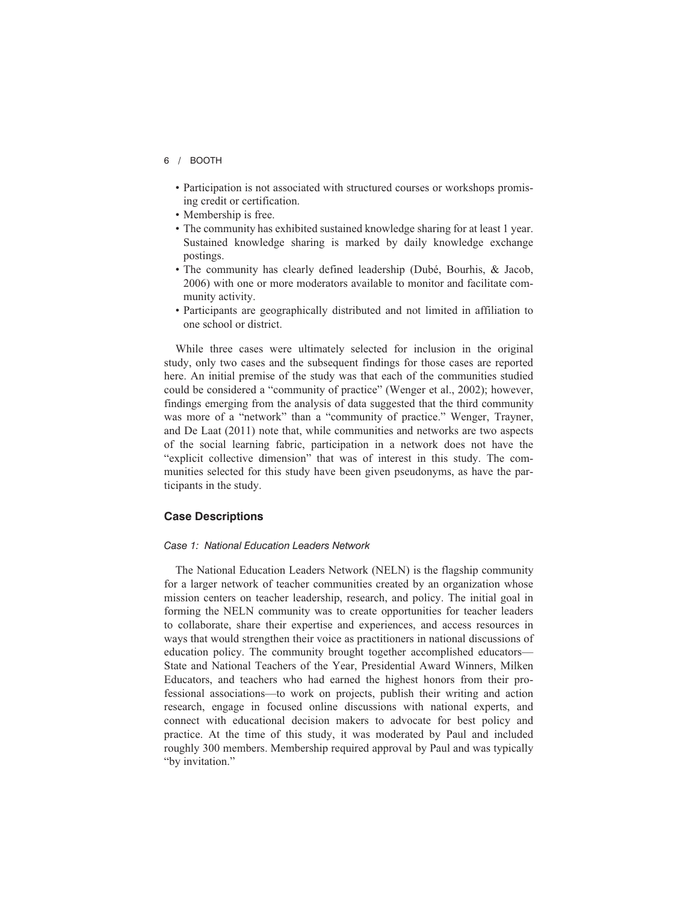- Participation is not associated with structured courses or workshops promising credit or certification.
- Membership is free.
- The community has exhibited sustained knowledge sharing for at least 1 year. Sustained knowledge sharing is marked by daily knowledge exchange postings.
- The community has clearly defined leadership (Dubé, Bourhis, & Jacob, 2006) with one or more moderators available to monitor and facilitate community activity.
- Participants are geographically distributed and not limited in affiliation to one school or district.

While three cases were ultimately selected for inclusion in the original study, only two cases and the subsequent findings for those cases are reported here. An initial premise of the study was that each of the communities studied could be considered a "community of practice" (Wenger et al., 2002); however, findings emerging from the analysis of data suggested that the third community was more of a "network" than a "community of practice." Wenger, Trayner, and De Laat (2011) note that, while communities and networks are two aspects of the social learning fabric, participation in a network does not have the "explicit collective dimension" that was of interest in this study. The communities selected for this study have been given pseudonyms, as have the participants in the study.

## Case Descriptions

### *Case 1: National Education Leaders Network*

The National Education Leaders Network (NELN) is the flagship community for a larger network of teacher communities created by an organization whose mission centers on teacher leadership, research, and policy. The initial goal in forming the NELN community was to create opportunities for teacher leaders to collaborate, share their expertise and experiences, and access resources in ways that would strengthen their voice as practitioners in national discussions of education policy. The community brought together accomplished educators—State and National Teachers of the Year, Presidential Award Winners, Milken Educators, and teachers who had earned the highest honors from their professional associations—to work on projects, publish their writing and action research, engage in focused online discussions with national experts, and connect with educational decision makers to advocate for best policy and practice. At the time of this study, it was moderated by Paul and included roughly 300 members. Membership required approval by Paul and was typically "by invitation."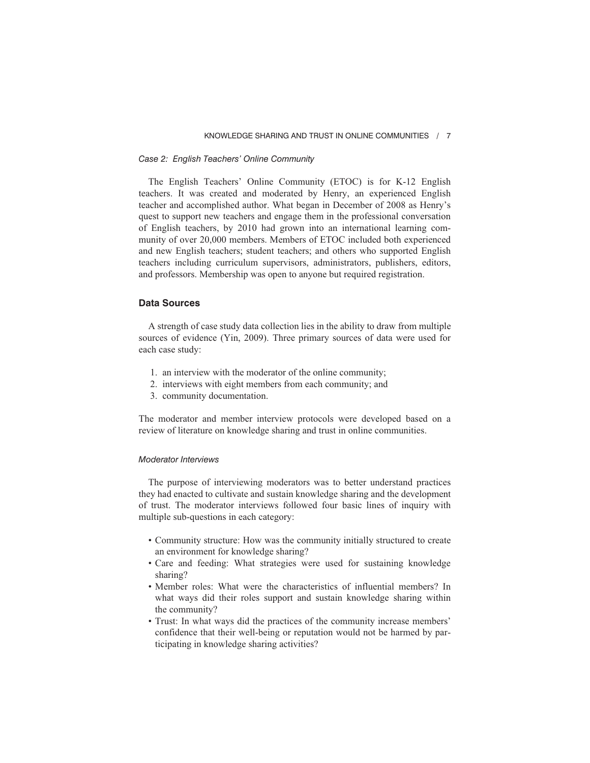*Case 2: English Teachers' Online Community*

The English Teachers' Online Community (ETOC) is for K-12 English teachers. It was created and moderated by Henry, an experienced English teacher and accomplished author. What began in December of 2008 as Henry's quest to support new teachers and engage them in the professional conversation of English teachers, by 2010 had grown into an international learning community of over 20,000 members. Members of ETOC included both experienced and new English teachers; student teachers; and others who supported English teachers including curriculum supervisors, administrators, publishers, editors, and professors. Membership was open to anyone but required registration.

## Data Sources

A strength of case study data collection lies in the ability to draw from multiple sources of evidence (Yin, 2009). Three primary sources of data were used for each case study:

1. an interview with the moderator of the online community;
2. interviews with eight members from each community; and
3. community documentation.

The moderator and member interview protocols were developed based on a review of literature on knowledge sharing and trust in online communities.

### *Moderator Interviews*

The purpose of interviewing moderators was to better understand practices they had enacted to cultivate and sustain knowledge sharing and the development of trust. The moderator interviews followed four basic lines of inquiry with multiple sub-questions in each category:

- Community structure: How was the community initially structured to create an environment for knowledge sharing?
- Care and feeding: What strategies were used for sustaining knowledge sharing?
- Member roles: What were the characteristics of influential members? In what ways did their roles support and sustain knowledge sharing within the community?
- Trust: In what ways did the practices of the community increase members' confidence that their well-being or reputation would not be harmed by participating in knowledge sharing activities?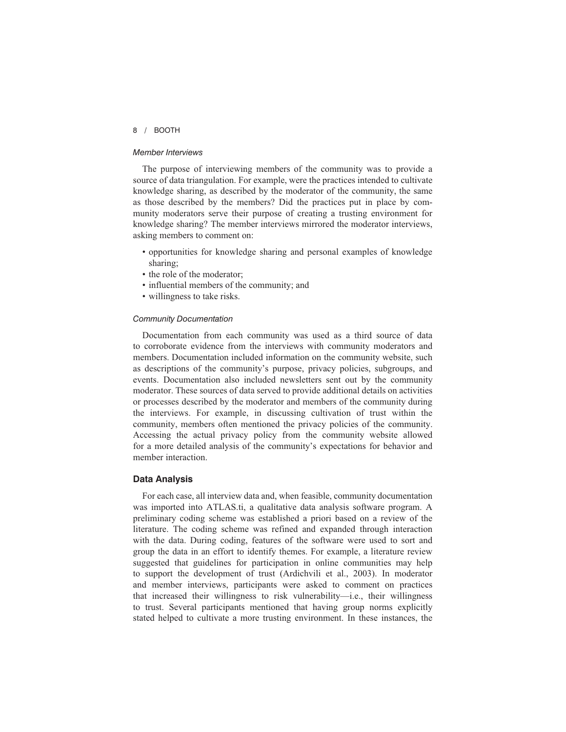### *Member Interviews*

The purpose of interviewing members of the community was to provide a source of data triangulation. For example, were the practices intended to cultivate knowledge sharing, as described by the moderator of the community, the same as those described by the members? Did the practices put in place by community moderators serve their purpose of creating a trusting environment for knowledge sharing? The member interviews mirrored the moderator interviews, asking members to comment on:

- opportunities for knowledge sharing and personal examples of knowledge sharing;
- the role of the moderator;
- influential members of the community; and
- willingness to take risks.

### *Community Documentation*

Documentation from each community was used as a third source of data to corroborate evidence from the interviews with community moderators and members. Documentation included information on the community website, such as descriptions of the community's purpose, privacy policies, subgroups, and events. Documentation also included newsletters sent out by the community moderator. These sources of data served to provide additional details on activities or processes described by the moderator and members of the community during the interviews. For example, in discussing cultivation of trust within the community, members often mentioned the privacy policies of the community. Accessing the actual privacy policy from the community website allowed for a more detailed analysis of the community's expectations for behavior and member interaction.

## Data Analysis

For each case, all interview data and, when feasible, community documentation was imported into ATLAS.ti, a qualitative data analysis software program. A preliminary coding scheme was established a priori based on a review of the literature. The coding scheme was refined and expanded through interaction with the data. During coding, features of the software were used to sort and group the data in an effort to identify themes. For example, a literature review suggested that guidelines for participation in online communities may help to support the development of trust (Ardichvili et al., 2003). In moderator and member interviews, participants were asked to comment on practices that increased their willingness to risk vulnerability—i.e., their willingness to trust. Several participants mentioned that having group norms explicitly stated helped to cultivate a more trusting environment. In these instances, the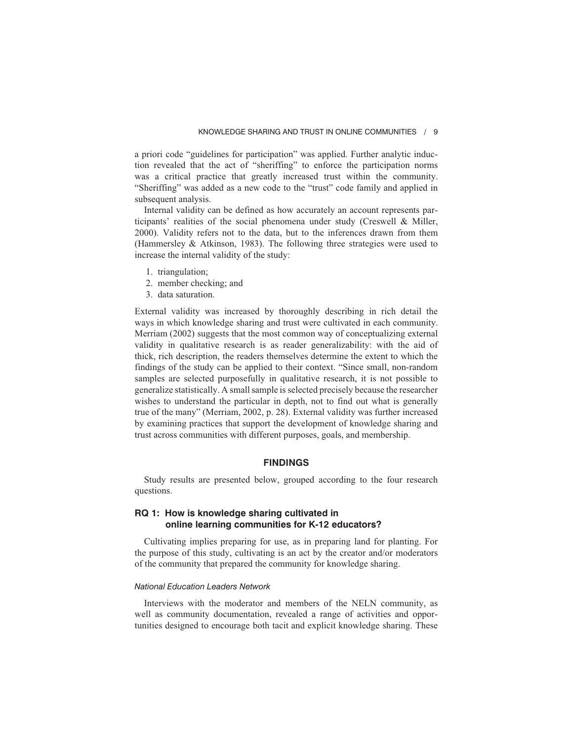a priori code "guidelines for participation" was applied. Further analytic induction revealed that the act of "sheriffing" to enforce the participation norms was a critical practice that greatly increased trust within the community. "Sheriffing" was added as a new code to the "trust" code family and applied in subsequent analysis.

Internal validity can be defined as how accurately an account represents participants' realities of the social phenomena under study (Creswell & Miller, 2000). Validity refers not to the data, but to the inferences drawn from them (Hammersley & Atkinson, 1983). The following three strategies were used to increase the internal validity of the study:

1. triangulation;
2. member checking; and
3. data saturation.

External validity was increased by thoroughly describing in rich detail the ways in which knowledge sharing and trust were cultivated in each community. Merriam (2002) suggests that the most common way of conceptualizing external validity in qualitative research is as reader generalizability: with the aid of thick, rich description, the readers themselves determine the extent to which the findings of the study can be applied to their context. "Since small, non-random samples are selected purposefully in qualitative research, it is not possible to generalize statistically. A small sample is selected precisely because the researcher wishes to understand the particular in depth, not to find out what is generally true of the many" (Merriam, 2002, p. 28). External validity was further increased by examining practices that support the development of knowledge sharing and trust across communities with different purposes, goals, and membership.

## FINDINGS

Study results are presented below, grouped according to the four research questions.

### RQ 1: How is knowledge sharing cultivated in online learning communities for K-12 educators?

Cultivating implies preparing for use, as in preparing land for planting. For the purpose of this study, cultivating is an act by the creator and/or moderators of the community that prepared the community for knowledge sharing.

#### *National Education Leaders Network*

Interviews with the moderator and members of the NELN community, as well as community documentation, revealed a range of activities and opportunities designed to encourage both tacit and explicit knowledge sharing. These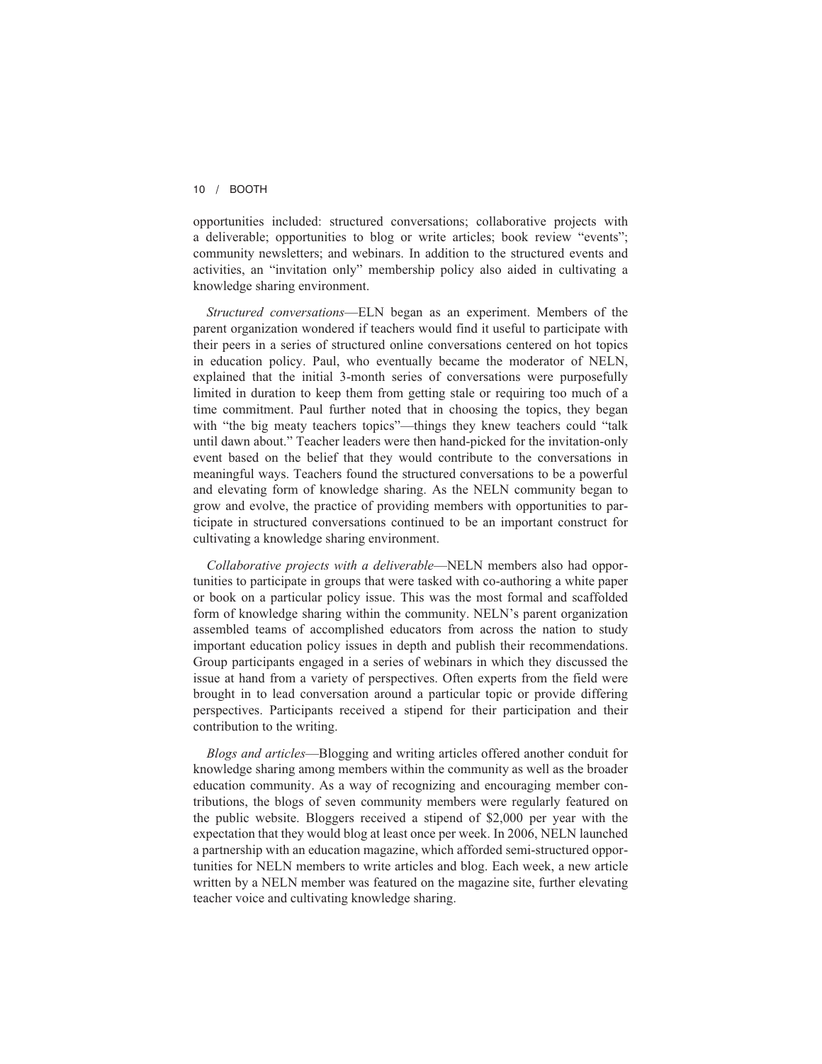opportunities included: structured conversations; collaborative projects with a deliverable; opportunities to blog or write articles; book review "events"; community newsletters; and webinars. In addition to the structured events and activities, an "invitation only" membership policy also aided in cultivating a knowledge sharing environment.

*Structured conversations*—ELN began as an experiment. Members of the parent organization wondered if teachers would find it useful to participate with their peers in a series of structured online conversations centered on hot topics in education policy. Paul, who eventually became the moderator of NELN, explained that the initial 3-month series of conversations were purposefully limited in duration to keep them from getting stale or requiring too much of a time commitment. Paul further noted that in choosing the topics, they began with "the big meaty teachers topics"—things they knew teachers could "talk until dawn about." Teacher leaders were then hand-picked for the invitation-only event based on the belief that they would contribute to the conversations in meaningful ways. Teachers found the structured conversations to be a powerful and elevating form of knowledge sharing. As the NELN community began to grow and evolve, the practice of providing members with opportunities to participate in structured conversations continued to be an important construct for cultivating a knowledge sharing environment.

*Collaborative projects with a deliverable*—NELN members also had opportunities to participate in groups that were tasked with co-authoring a white paper or book on a particular policy issue. This was the most formal and scaffolded form of knowledge sharing within the community. NELN's parent organization assembled teams of accomplished educators from across the nation to study important education policy issues in depth and publish their recommendations. Group participants engaged in a series of webinars in which they discussed the issue at hand from a variety of perspectives. Often experts from the field were brought in to lead conversation around a particular topic or provide differing perspectives. Participants received a stipend for their participation and their contribution to the writing.

*Blogs and articles*—Blogging and writing articles offered another conduit for knowledge sharing among members within the community as well as the broader education community. As a way of recognizing and encouraging member contributions, the blogs of seven community members were regularly featured on the public website. Bloggers received a stipend of $2,000 per year with the expectation that they would blog at least once per week. In 2006, NELN launched a partnership with an education magazine, which afforded semi-structured opportunities for NELN members to write articles and blog. Each week, a new article written by a NELN member was featured on the magazine site, further elevating teacher voice and cultivating knowledge sharing.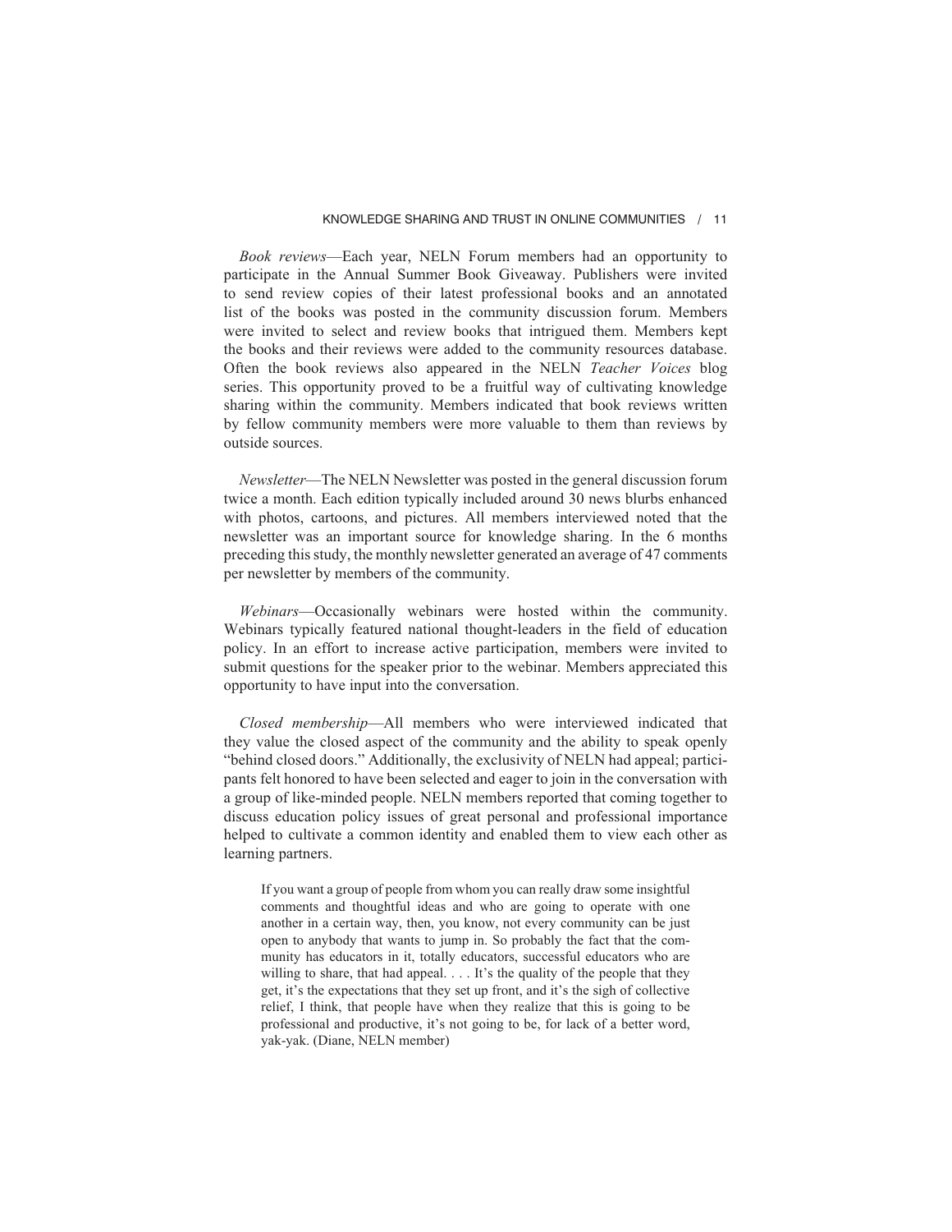*Book reviews*—Each year, NELN Forum members had an opportunity to participate in the Annual Summer Book Giveaway. Publishers were invited to send review copies of their latest professional books and an annotated list of the books was posted in the community discussion forum. Members were invited to select and review books that intrigued them. Members kept the books and their reviews were added to the community resources database. Often the book reviews also appeared in the NELN *Teacher Voices* blog series. This opportunity proved to be a fruitful way of cultivating knowledge sharing within the community. Members indicated that book reviews written by fellow community members were more valuable to them than reviews by outside sources.

*Newsletter*—The NELN Newsletter was posted in the general discussion forum twice a month. Each edition typically included around 30 news blurbs enhanced with photos, cartoons, and pictures. All members interviewed noted that the newsletter was an important source for knowledge sharing. In the 6 months preceding this study, the monthly newsletter generated an average of 47 comments per newsletter by members of the community.

*Webinars*—Occasionally webinars were hosted within the community. Webinars typically featured national thought-leaders in the field of education policy. In an effort to increase active participation, members were invited to submit questions for the speaker prior to the webinar. Members appreciated this opportunity to have input into the conversation.

*Closed membership*—All members who were interviewed indicated that they value the closed aspect of the community and the ability to speak openly "behind closed doors." Additionally, the exclusivity of NELN had appeal; participants felt honored to have been selected and eager to join in the conversation with a group of like-minded people. NELN members reported that coming together to discuss education policy issues of great personal and professional importance helped to cultivate a common identity and enabled them to view each other as learning partners.

> If you want a group of people from whom you can really draw some insightful comments and thoughtful ideas and who are going to operate with one another in a certain way, then, you know, not every community can be just open to anybody that wants to jump in. So probably the fact that the community has educators in it, totally educators, successful educators who are willing to share, that had appeal. . . . It's the quality of the people that they get, it's the expectations that they set up front, and it's the sigh of collective relief, I think, that people have when they realize that this is going to be professional and productive, it's not going to be, for lack of a better word, yak-yak. (Diane, NELN member)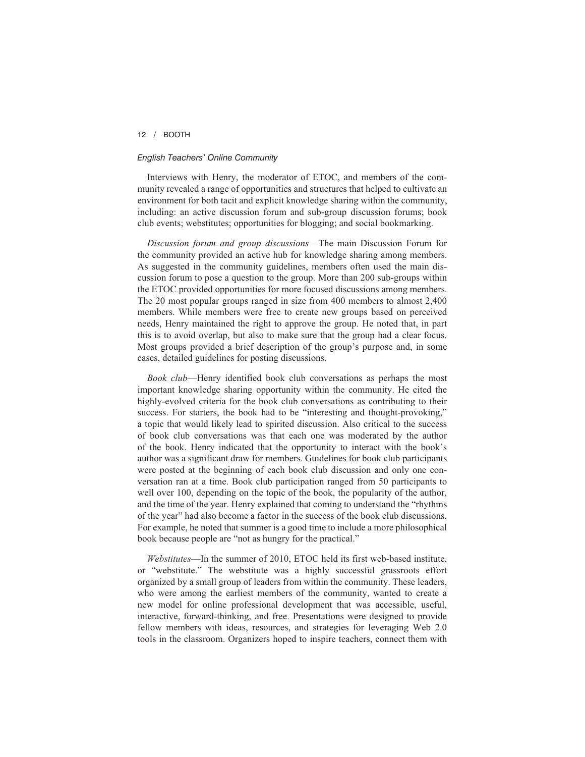### *English Teachers' Online Community*

Interviews with Henry, the moderator of ETOC, and members of the community revealed a range of opportunities and structures that helped to cultivate an environment for both tacit and explicit knowledge sharing within the community, including: an active discussion forum and sub-group discussion forums; book club events; webstitutes; opportunities for blogging; and social bookmarking.

*Discussion forum and group discussions*—The main Discussion Forum for the community provided an active hub for knowledge sharing among members. As suggested in the community guidelines, members often used the main discussion forum to pose a question to the group. More than 200 sub-groups within the ETOC provided opportunities for more focused discussions among members. The 20 most popular groups ranged in size from 400 members to almost 2,400 members. While members were free to create new groups based on perceived needs, Henry maintained the right to approve the group. He noted that, in part this is to avoid overlap, but also to make sure that the group had a clear focus. Most groups provided a brief description of the group's purpose and, in some cases, detailed guidelines for posting discussions.

*Book club*—Henry identified book club conversations as perhaps the most important knowledge sharing opportunity within the community. He cited the highly-evolved criteria for the book club conversations as contributing to their success. For starters, the book had to be "interesting and thought-provoking," a topic that would likely lead to spirited discussion. Also critical to the success of book club conversations was that each one was moderated by the author of the book. Henry indicated that the opportunity to interact with the book's author was a significant draw for members. Guidelines for book club participants were posted at the beginning of each book club discussion and only one conversation ran at a time. Book club participation ranged from 50 participants to well over 100, depending on the topic of the book, the popularity of the author, and the time of the year. Henry explained that coming to understand the "rhythms of the year" had also become a factor in the success of the book club discussions. For example, he noted that summer is a good time to include a more philosophical book because people are "not as hungry for the practical."

*Webstitutes*—In the summer of 2010, ETOC held its first web-based institute, or "webstitute." The webstitute was a highly successful grassroots effort organized by a small group of leaders from within the community. These leaders, who were among the earliest members of the community, wanted to create a new model for online professional development that was accessible, useful, interactive, forward-thinking, and free. Presentations were designed to provide fellow members with ideas, resources, and strategies for leveraging Web 2.0 tools in the classroom. Organizers hoped to inspire teachers, connect them with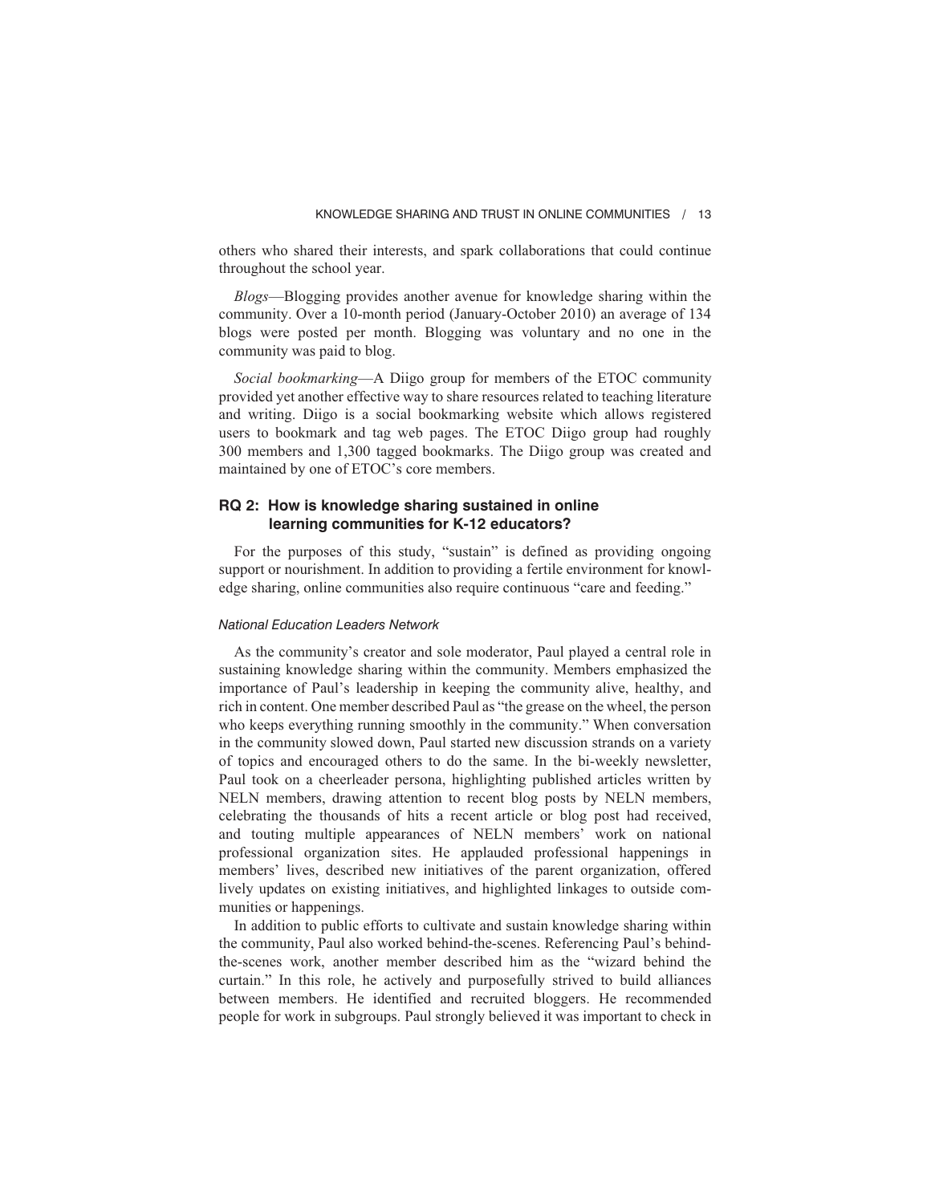others who shared their interests, and spark collaborations that could continue throughout the school year.

*Blogs*—Blogging provides another avenue for knowledge sharing within the community. Over a 10-month period (January-October 2010) an average of 134 blogs were posted per month. Blogging was voluntary and no one in the community was paid to blog.

*Social bookmarking*—A Diigo group for members of the ETOC community provided yet another effective way to share resources related to teaching literature and writing. Diigo is a social bookmarking website which allows registered users to bookmark and tag web pages. The ETOC Diigo group had roughly 300 members and 1,300 tagged bookmarks. The Diigo group was created and maintained by one of ETOC's core members.

## RQ 2: How is knowledge sharing sustained in online learning communities for K-12 educators?

For the purposes of this study, "sustain" is defined as providing ongoing support or nourishment. In addition to providing a fertile environment for knowledge sharing, online communities also require continuous "care and feeding."

### *National Education Leaders Network*

As the community's creator and sole moderator, Paul played a central role in sustaining knowledge sharing within the community. Members emphasized the importance of Paul's leadership in keeping the community alive, healthy, and rich in content. One member described Paul as "the grease on the wheel, the person who keeps everything running smoothly in the community." When conversation in the community slowed down, Paul started new discussion strands on a variety of topics and encouraged others to do the same. In the bi-weekly newsletter, Paul took on a cheerleader persona, highlighting published articles written by NELN members, drawing attention to recent blog posts by NELN members, celebrating the thousands of hits a recent article or blog post had received, and touting multiple appearances of NELN members' work on national professional organization sites. He applauded professional happenings in members' lives, described new initiatives of the parent organization, offered lively updates on existing initiatives, and highlighted linkages to outside communities or happenings.

In addition to public efforts to cultivate and sustain knowledge sharing within the community, Paul also worked behind-the-scenes. Referencing Paul's behind-the-scenes work, another member described him as the "wizard behind the curtain." In this role, he actively and purposefully strived to build alliances between members. He identified and recruited bloggers. He recommended people for work in subgroups. Paul strongly believed it was important to check in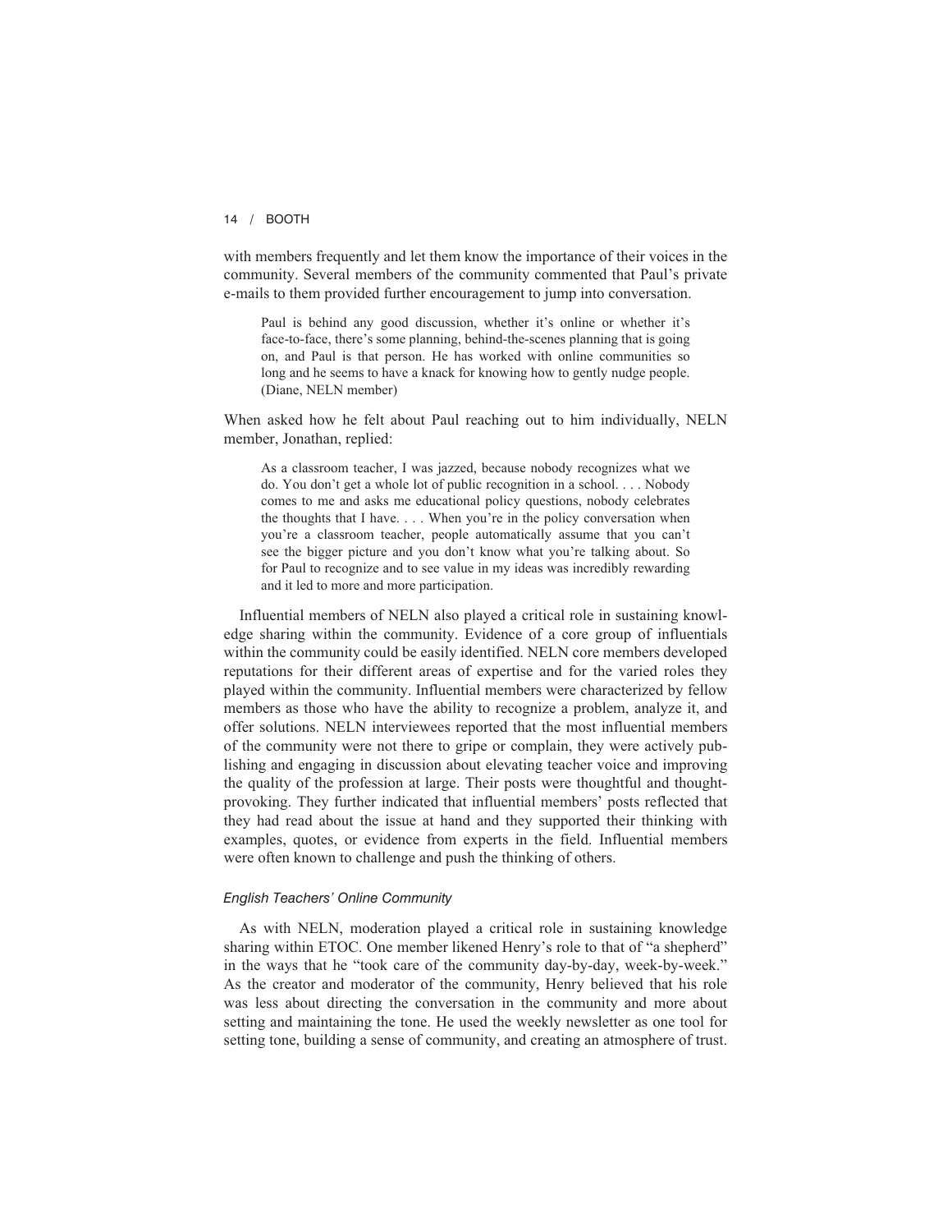with members frequently and let them know the importance of their voices in the community. Several members of the community commented that Paul's private e-mails to them provided further encouragement to jump into conversation.

> Paul is behind any good discussion, whether it's online or whether it's face-to-face, there's some planning, behind-the-scenes planning that is going on, and Paul is that person. He has worked with online communities so long and he seems to have a knack for knowing how to gently nudge people. (Diane, NELN member)

When asked how he felt about Paul reaching out to him individually, NELN member, Jonathan, replied:

> As a classroom teacher, I was jazzed, because nobody recognizes what we do. You don't get a whole lot of public recognition in a school. . . . Nobody comes to me and asks me educational policy questions, nobody celebrates the thoughts that I have. . . . When you're in the policy conversation when you're a classroom teacher, people automatically assume that you can't see the bigger picture and you don't know what you're talking about. So for Paul to recognize and to see value in my ideas was incredibly rewarding and it led to more and more participation.

Influential members of NELN also played a critical role in sustaining knowledge sharing within the community. Evidence of a core group of influentials within the community could be easily identified. NELN core members developed reputations for their different areas of expertise and for the varied roles they played within the community. Influential members were characterized by fellow members as those who have the ability to recognize a problem, analyze it, and offer solutions. NELN interviewees reported that the most influential members of the community were not there to gripe or complain, they were actively publishing and engaging in discussion about elevating teacher voice and improving the quality of the profession at large. Their posts were thoughtful and thought-provoking. They further indicated that influential members' posts reflected that they had read about the issue at hand and they supported their thinking with examples, quotes, or evidence from experts in the field. Influential members were often known to challenge and push the thinking of others.

### *English Teachers' Online Community*

As with NELN, moderation played a critical role in sustaining knowledge sharing within ETOC. One member likened Henry's role to that of "a shepherd" in the ways that he "took care of the community day-by-day, week-by-week." As the creator and moderator of the community, Henry believed that his role was less about directing the conversation in the community and more about setting and maintaining the tone. He used the weekly newsletter as one tool for setting tone, building a sense of community, and creating an atmosphere of trust.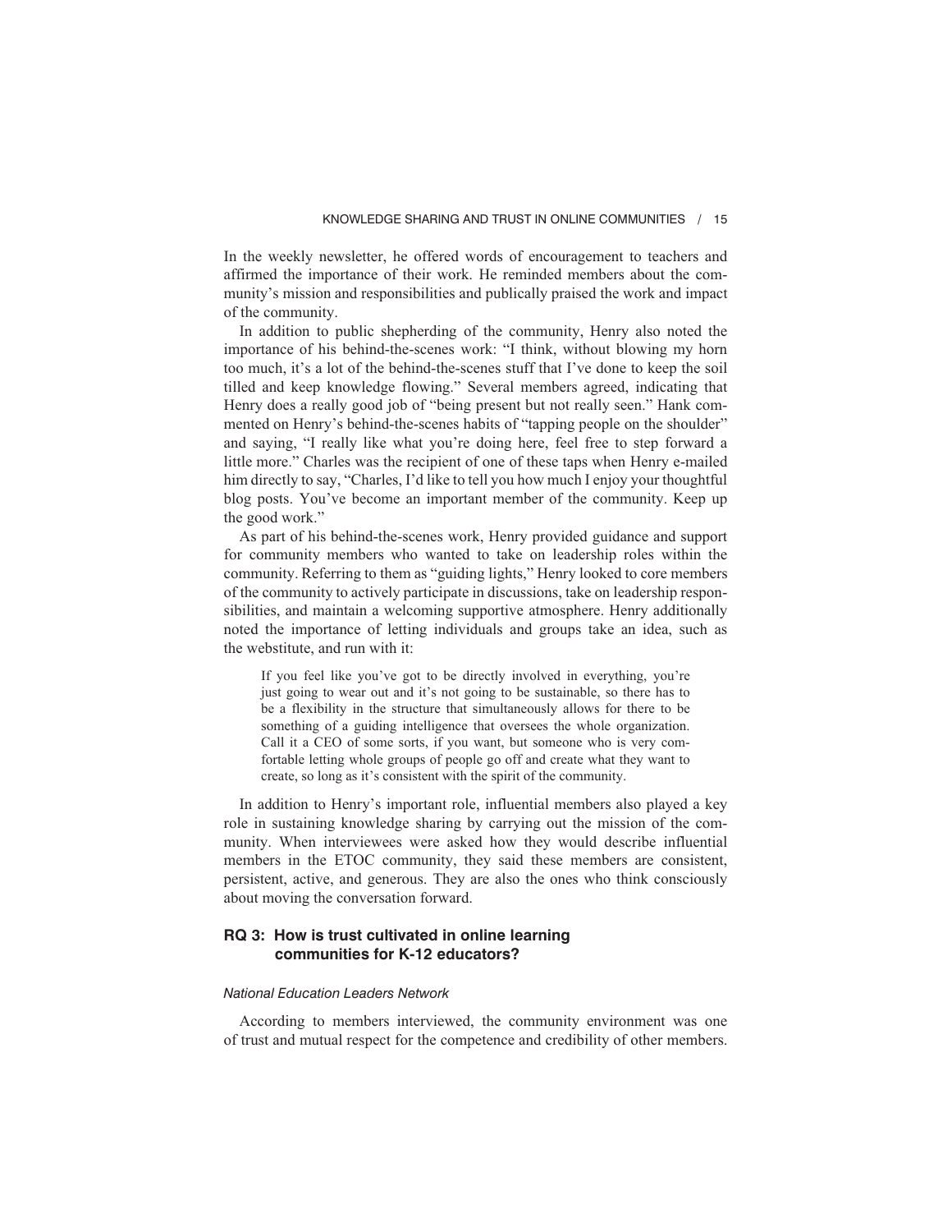In the weekly newsletter, he offered words of encouragement to teachers and affirmed the importance of their work. He reminded members about the community's mission and responsibilities and publically praised the work and impact of the community.

In addition to public shepherding of the community, Henry also noted the importance of his behind-the-scenes work: "I think, without blowing my horn too much, it's a lot of the behind-the-scenes stuff that I've done to keep the soil tilled and keep knowledge flowing." Several members agreed, indicating that Henry does a really good job of "being present but not really seen." Hank commented on Henry's behind-the-scenes habits of "tapping people on the shoulder" and saying, "I really like what you're doing here, feel free to step forward a little more." Charles was the recipient of one of these taps when Henry e-mailed him directly to say, "Charles, I'd like to tell you how much I enjoy your thoughtful blog posts. You've become an important member of the community. Keep up the good work."

As part of his behind-the-scenes work, Henry provided guidance and support for community members who wanted to take on leadership roles within the community. Referring to them as "guiding lights," Henry looked to core members of the community to actively participate in discussions, take on leadership responsibilities, and maintain a welcoming supportive atmosphere. Henry additionally noted the importance of letting individuals and groups take an idea, such as the webstitute, and run with it:

> If you feel like you've got to be directly involved in everything, you're just going to wear out and it's not going to be sustainable, so there has to be a flexibility in the structure that simultaneously allows for there to be something of a guiding intelligence that oversees the whole organization. Call it a CEO of some sorts, if you want, but someone who is very comfortable letting whole groups of people go off and create what they want to create, so long as it's consistent with the spirit of the community.

In addition to Henry's important role, influential members also played a key role in sustaining knowledge sharing by carrying out the mission of the community. When interviewees were asked how they would describe influential members in the ETOC community, they said these members are consistent, persistent, active, and generous. They are also the ones who think consciously about moving the conversation forward.

## RQ 3: How is trust cultivated in online learning communities for K-12 educators?

### *National Education Leaders Network*

According to members interviewed, the community environment was one of trust and mutual respect for the competence and credibility of other members.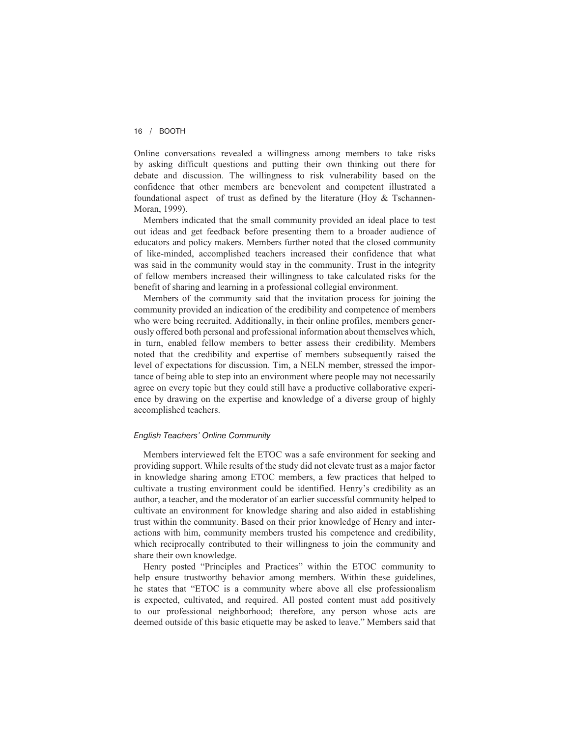Online conversations revealed a willingness among members to take risks by asking difficult questions and putting their own thinking out there for debate and discussion. The willingness to risk vulnerability based on the confidence that other members are benevolent and competent illustrated a foundational aspect of trust as defined by the literature (Hoy & Tschannen-Moran, 1999).

Members indicated that the small community provided an ideal place to test out ideas and get feedback before presenting them to a broader audience of educators and policy makers. Members further noted that the closed community of like-minded, accomplished teachers increased their confidence that what was said in the community would stay in the community. Trust in the integrity of fellow members increased their willingness to take calculated risks for the benefit of sharing and learning in a professional collegial environment.

Members of the community said that the invitation process for joining the community provided an indication of the credibility and competence of members who were being recruited. Additionally, in their online profiles, members generously offered both personal and professional information about themselves which, in turn, enabled fellow members to better assess their credibility. Members noted that the credibility and expertise of members subsequently raised the level of expectations for discussion. Tim, a NELN member, stressed the importance of being able to step into an environment where people may not necessarily agree on every topic but they could still have a productive collaborative experience by drawing on the expertise and knowledge of a diverse group of highly accomplished teachers.

### *English Teachers' Online Community*

Members interviewed felt the ETOC was a safe environment for seeking and providing support. While results of the study did not elevate trust as a major factor in knowledge sharing among ETOC members, a few practices that helped to cultivate a trusting environment could be identified. Henry's credibility as an author, a teacher, and the moderator of an earlier successful community helped to cultivate an environment for knowledge sharing and also aided in establishing trust within the community. Based on their prior knowledge of Henry and interactions with him, community members trusted his competence and credibility, which reciprocally contributed to their willingness to join the community and share their own knowledge.

Henry posted "Principles and Practices" within the ETOC community to help ensure trustworthy behavior among members. Within these guidelines, he states that "ETOC is a community where above all else professionalism is expected, cultivated, and required. All posted content must add positively to our professional neighborhood; therefore, any person whose acts are deemed outside of this basic etiquette may be asked to leave." Members said that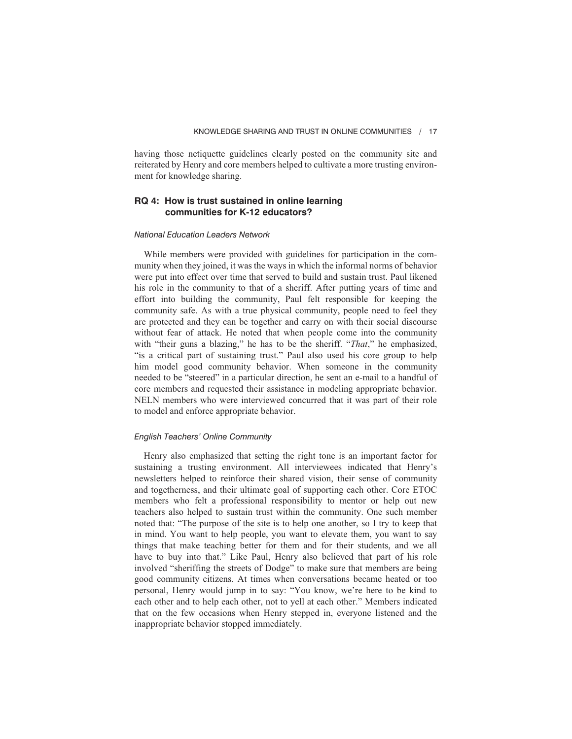having those netiquette guidelines clearly posted on the community site and reiterated by Henry and core members helped to cultivate a more trusting environment for knowledge sharing.

## RQ 4: How is trust sustained in online learning communities for K-12 educators?

### *National Education Leaders Network*

While members were provided with guidelines for participation in the community when they joined, it was the ways in which the informal norms of behavior were put into effect over time that served to build and sustain trust. Paul likened his role in the community to that of a sheriff. After putting years of time and effort into building the community, Paul felt responsible for keeping the community safe. As with a true physical community, people need to feel they are protected and they can be together and carry on with their social discourse without fear of attack. He noted that when people come into the community with "their guns a blazing," he has to be the sheriff. "*That*," he emphasized, "is a critical part of sustaining trust." Paul also used his core group to help him model good community behavior. When someone in the community needed to be "steered" in a particular direction, he sent an e-mail to a handful of core members and requested their assistance in modeling appropriate behavior. NELN members who were interviewed concurred that it was part of their role to model and enforce appropriate behavior.

### *English Teachers' Online Community*

Henry also emphasized that setting the right tone is an important factor for sustaining a trusting environment. All interviewees indicated that Henry's newsletters helped to reinforce their shared vision, their sense of community and togetherness, and their ultimate goal of supporting each other. Core ETOC members who felt a professional responsibility to mentor or help out new teachers also helped to sustain trust within the community. One such member noted that: "The purpose of the site is to help one another, so I try to keep that in mind. You want to help people, you want to elevate them, you want to say things that make teaching better for them and for their students, and we all have to buy into that." Like Paul, Henry also believed that part of his role involved "sheriffing the streets of Dodge" to make sure that members are being good community citizens. At times when conversations became heated or too personal, Henry would jump in to say: "You know, we're here to be kind to each other and to help each other, not to yell at each other." Members indicated that on the few occasions when Henry stepped in, everyone listened and the inappropriate behavior stopped immediately.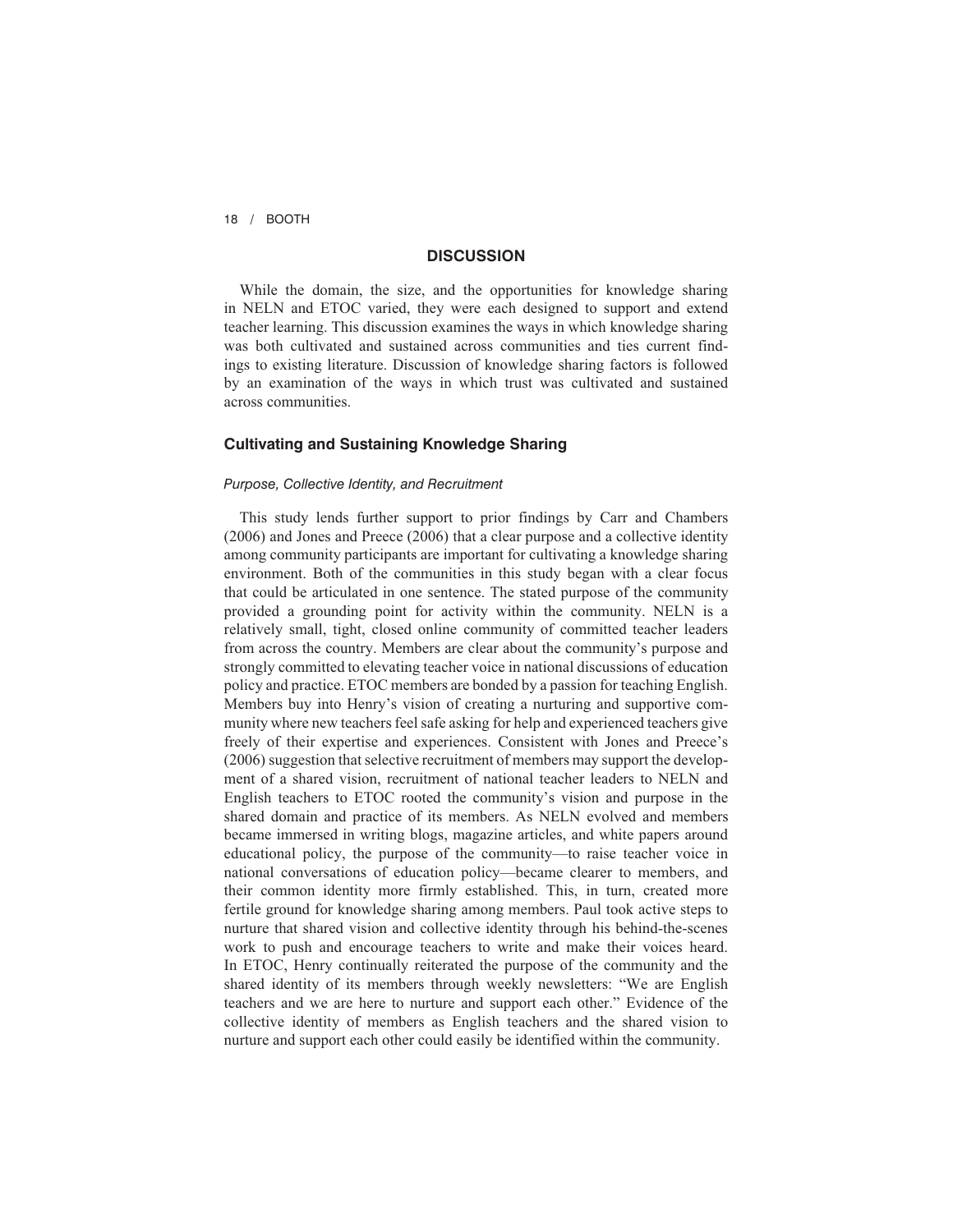## DISCUSSION

While the domain, the size, and the opportunities for knowledge sharing in NELN and ETOC varied, they were each designed to support and extend teacher learning. This discussion examines the ways in which knowledge sharing was both cultivated and sustained across communities and ties current findings to existing literature. Discussion of knowledge sharing factors is followed by an examination of the ways in which trust was cultivated and sustained across communities.

### Cultivating and Sustaining Knowledge Sharing

#### *Purpose, Collective Identity, and Recruitment*

This study lends further support to prior findings by Carr and Chambers (2006) and Jones and Preece (2006) that a clear purpose and a collective identity among community participants are important for cultivating a knowledge sharing environment. Both of the communities in this study began with a clear focus that could be articulated in one sentence. The stated purpose of the community provided a grounding point for activity within the community. NELN is a relatively small, tight, closed online community of committed teacher leaders from across the country. Members are clear about the community's purpose and strongly committed to elevating teacher voice in national discussions of education policy and practice. ETOC members are bonded by a passion for teaching English. Members buy into Henry's vision of creating a nurturing and supportive community where new teachers feel safe asking for help and experienced teachers give freely of their expertise and experiences. Consistent with Jones and Preece's (2006) suggestion that selective recruitment of members may support the development of a shared vision, recruitment of national teacher leaders to NELN and English teachers to ETOC rooted the community's vision and purpose in the shared domain and practice of its members. As NELN evolved and members became immersed in writing blogs, magazine articles, and white papers around educational policy, the purpose of the community—to raise teacher voice in national conversations of education policy—became clearer to members, and their common identity more firmly established. This, in turn, created more fertile ground for knowledge sharing among members. Paul took active steps to nurture that shared vision and collective identity through his behind-the-scenes work to push and encourage teachers to write and make their voices heard. In ETOC, Henry continually reiterated the purpose of the community and the shared identity of its members through weekly newsletters: "We are English teachers and we are here to nurture and support each other." Evidence of the collective identity of members as English teachers and the shared vision to nurture and support each other could easily be identified within the community.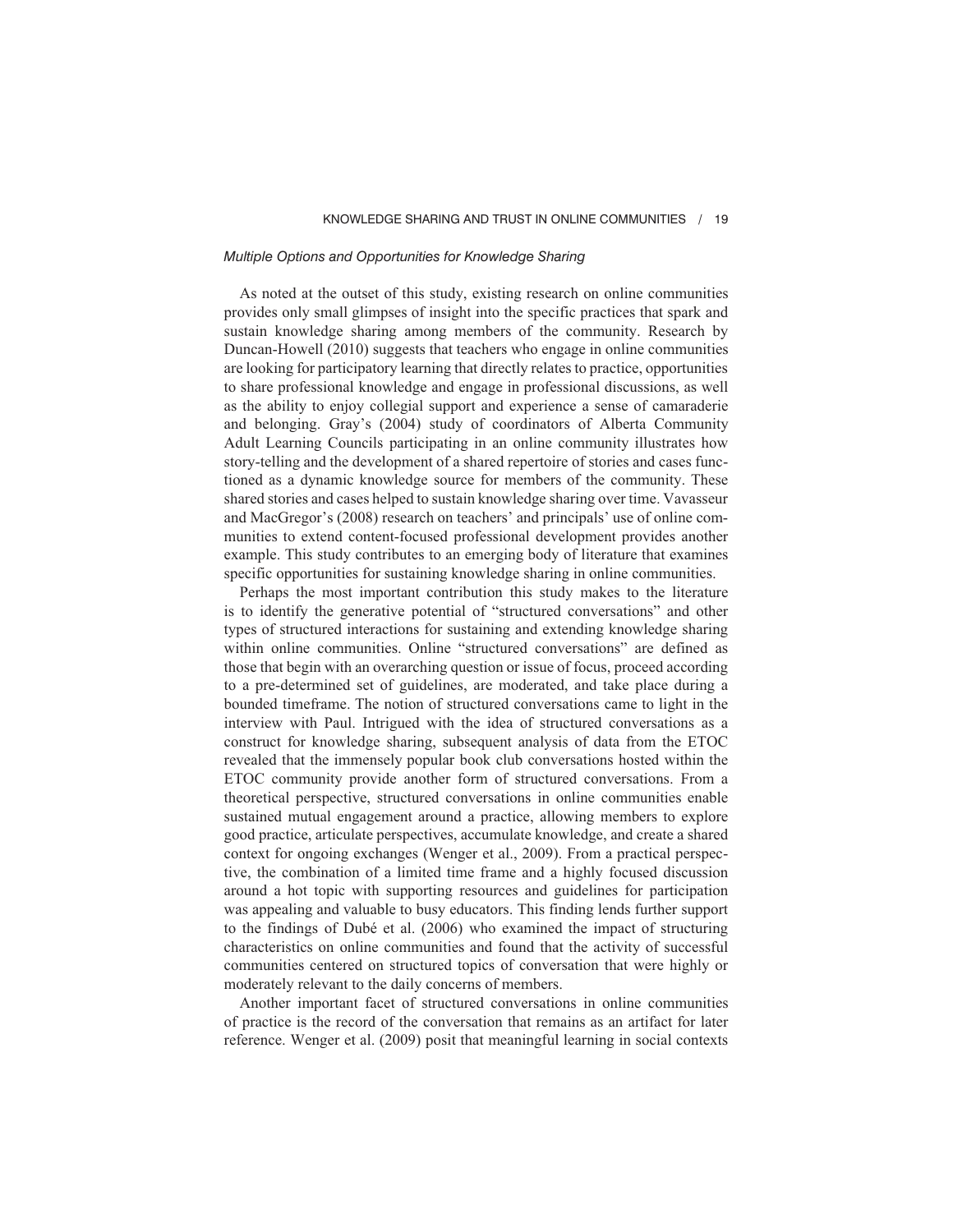*Multiple Options and Opportunities for Knowledge Sharing*

As noted at the outset of this study, existing research on online communities provides only small glimpses of insight into the specific practices that spark and sustain knowledge sharing among members of the community. Research by Duncan-Howell (2010) suggests that teachers who engage in online communities are looking for participatory learning that directly relates to practice, opportunities to share professional knowledge and engage in professional discussions, as well as the ability to enjoy collegial support and experience a sense of camaraderie and belonging. Gray's (2004) study of coordinators of Alberta Community Adult Learning Councils participating in an online community illustrates how story-telling and the development of a shared repertoire of stories and cases functioned as a dynamic knowledge source for members of the community. These shared stories and cases helped to sustain knowledge sharing over time. Vavasseur and MacGregor's (2008) research on teachers' and principals' use of online communities to extend content-focused professional development provides another example. This study contributes to an emerging body of literature that examines specific opportunities for sustaining knowledge sharing in online communities.

Perhaps the most important contribution this study makes to the literature is to identify the generative potential of "structured conversations" and other types of structured interactions for sustaining and extending knowledge sharing within online communities. Online "structured conversations" are defined as those that begin with an overarching question or issue of focus, proceed according to a pre-determined set of guidelines, are moderated, and take place during a bounded timeframe. The notion of structured conversations came to light in the interview with Paul. Intrigued with the idea of structured conversations as a construct for knowledge sharing, subsequent analysis of data from the ETOC revealed that the immensely popular book club conversations hosted within the ETOC community provide another form of structured conversations. From a theoretical perspective, structured conversations in online communities enable sustained mutual engagement around a practice, allowing members to explore good practice, articulate perspectives, accumulate knowledge, and create a shared context for ongoing exchanges (Wenger et al., 2009). From a practical perspective, the combination of a limited time frame and a highly focused discussion around a hot topic with supporting resources and guidelines for participation was appealing and valuable to busy educators. This finding lends further support to the findings of Dubé et al. (2006) who examined the impact of structuring characteristics on online communities and found that the activity of successful communities centered on structured topics of conversation that were highly or moderately relevant to the daily concerns of members.

Another important facet of structured conversations in online communities of practice is the record of the conversation that remains as an artifact for later reference. Wenger et al. (2009) posit that meaningful learning in social contexts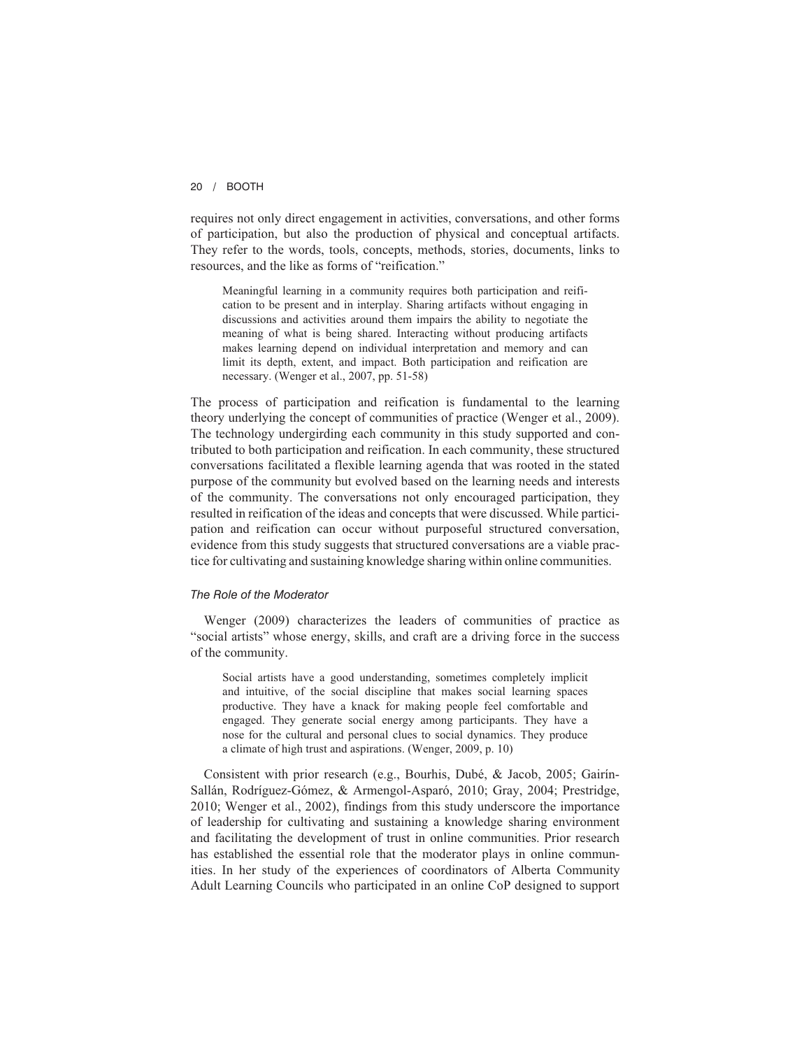requires not only direct engagement in activities, conversations, and other forms of participation, but also the production of physical and conceptual artifacts. They refer to the words, tools, concepts, methods, stories, documents, links to resources, and the like as forms of "reification."

> Meaningful learning in a community requires both participation and reification to be present and in interplay. Sharing artifacts without engaging in discussions and activities around them impairs the ability to negotiate the meaning of what is being shared. Interacting without producing artifacts makes learning depend on individual interpretation and memory and can limit its depth, extent, and impact. Both participation and reification are necessary. (Wenger et al., 2007, pp. 51-58)

The process of participation and reification is fundamental to the learning theory underlying the concept of communities of practice (Wenger et al., 2009). The technology undergirding each community in this study supported and contributed to both participation and reification. In each community, these structured conversations facilitated a flexible learning agenda that was rooted in the stated purpose of the community but evolved based on the learning needs and interests of the community. The conversations not only encouraged participation, they resulted in reification of the ideas and concepts that were discussed. While participation and reification can occur without purposeful structured conversation, evidence from this study suggests that structured conversations are a viable practice for cultivating and sustaining knowledge sharing within online communities.

#### *The Role of the Moderator*

Wenger (2009) characterizes the leaders of communities of practice as "social artists" whose energy, skills, and craft are a driving force in the success of the community.

> Social artists have a good understanding, sometimes completely implicit and intuitive, of the social discipline that makes social learning spaces productive. They have a knack for making people feel comfortable and engaged. They generate social energy among participants. They have a nose for the cultural and personal clues to social dynamics. They produce a climate of high trust and aspirations. (Wenger, 2009, p. 10)

Consistent with prior research (e.g., Bourhis, Dubé, & Jacob, 2005; Gairín-Sallán, Rodríguez-Gómez, & Armengol-Asparó, 2010; Gray, 2004; Prestridge, 2010; Wenger et al., 2002), findings from this study underscore the importance of leadership for cultivating and sustaining a knowledge sharing environment and facilitating the development of trust in online communities. Prior research has established the essential role that the moderator plays in online communities. In her study of the experiences of coordinators of Alberta Community Adult Learning Councils who participated in an online CoP designed to support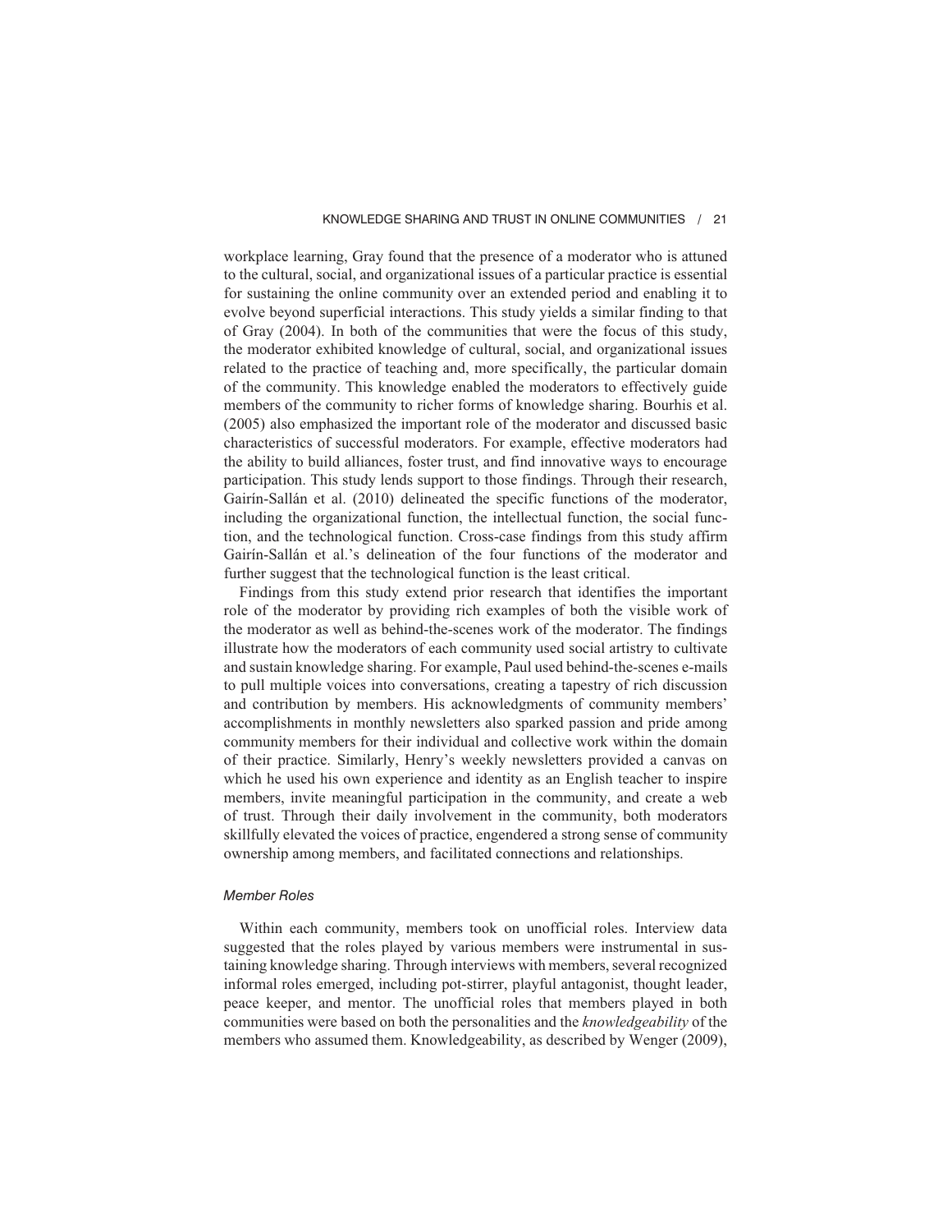workplace learning, Gray found that the presence of a moderator who is attuned to the cultural, social, and organizational issues of a particular practice is essential for sustaining the online community over an extended period and enabling it to evolve beyond superficial interactions. This study yields a similar finding to that of Gray (2004). In both of the communities that were the focus of this study, the moderator exhibited knowledge of cultural, social, and organizational issues related to the practice of teaching and, more specifically, the particular domain of the community. This knowledge enabled the moderators to effectively guide members of the community to richer forms of knowledge sharing. Bourhis et al. (2005) also emphasized the important role of the moderator and discussed basic characteristics of successful moderators. For example, effective moderators had the ability to build alliances, foster trust, and find innovative ways to encourage participation. This study lends support to those findings. Through their research, Gairín-Sallán et al. (2010) delineated the specific functions of the moderator, including the organizational function, the intellectual function, the social function, and the technological function. Cross-case findings from this study affirm Gairín-Sallán et al.'s delineation of the four functions of the moderator and further suggest that the technological function is the least critical.

Findings from this study extend prior research that identifies the important role of the moderator by providing rich examples of both the visible work of the moderator as well as behind-the-scenes work of the moderator. The findings illustrate how the moderators of each community used social artistry to cultivate and sustain knowledge sharing. For example, Paul used behind-the-scenes e-mails to pull multiple voices into conversations, creating a tapestry of rich discussion and contribution by members. His acknowledgments of community members' accomplishments in monthly newsletters also sparked passion and pride among community members for their individual and collective work within the domain of their practice. Similarly, Henry's weekly newsletters provided a canvas on which he used his own experience and identity as an English teacher to inspire members, invite meaningful participation in the community, and create a web of trust. Through their daily involvement in the community, both moderators skillfully elevated the voices of practice, engendered a strong sense of community ownership among members, and facilitated connections and relationships.

### *Member Roles*

Within each community, members took on unofficial roles. Interview data suggested that the roles played by various members were instrumental in sustaining knowledge sharing. Through interviews with members, several recognized informal roles emerged, including pot-stirrer, playful antagonist, thought leader, peace keeper, and mentor. The unofficial roles that members played in both communities were based on both the personalities and the *knowledgeability* of the members who assumed them. Knowledgeability, as described by Wenger (2009),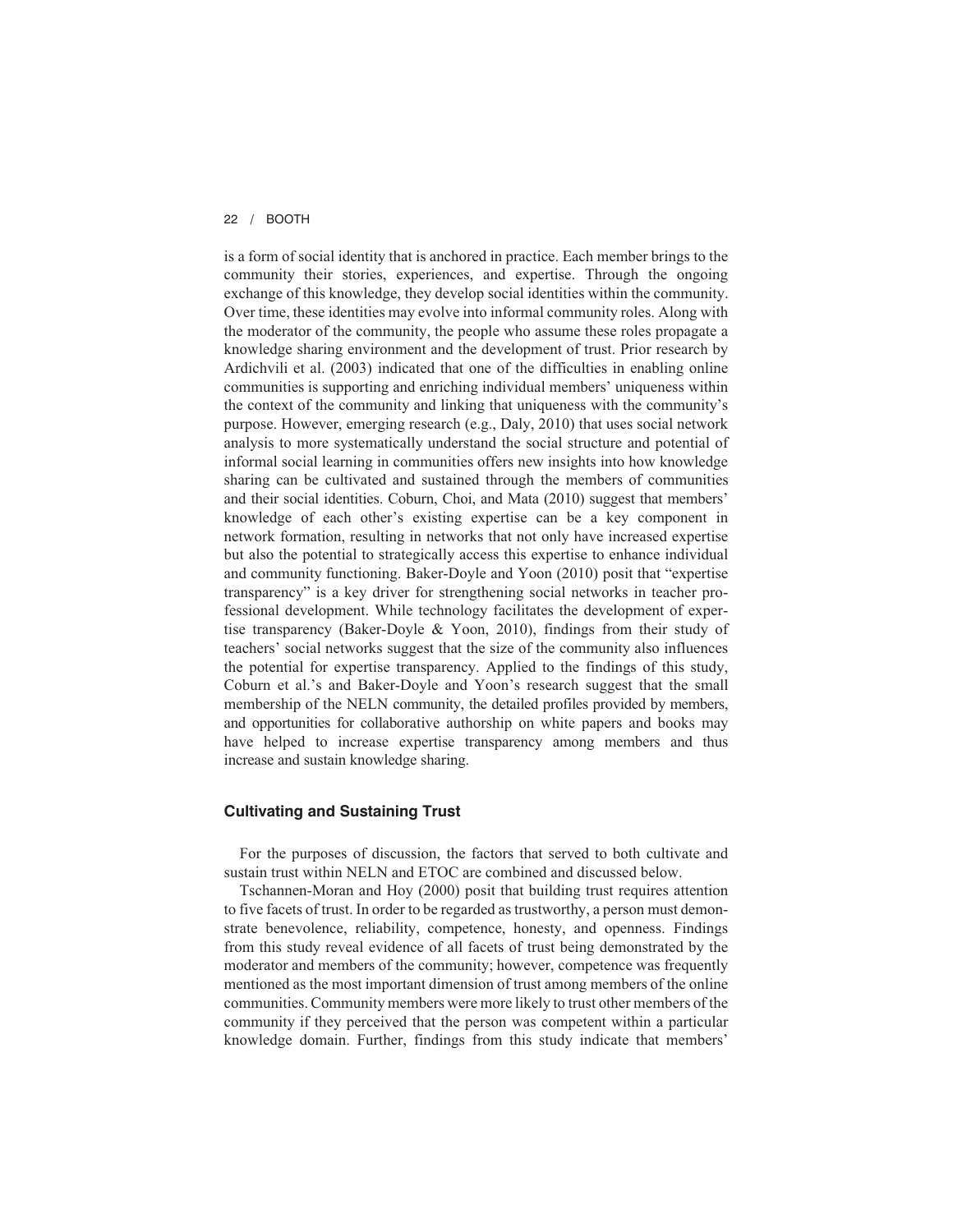is a form of social identity that is anchored in practice. Each member brings to the community their stories, experiences, and expertise. Through the ongoing exchange of this knowledge, they develop social identities within the community. Over time, these identities may evolve into informal community roles. Along with the moderator of the community, the people who assume these roles propagate a knowledge sharing environment and the development of trust. Prior research by Ardichvili et al. (2003) indicated that one of the difficulties in enabling online communities is supporting and enriching individual members' uniqueness within the context of the community and linking that uniqueness with the community's purpose. However, emerging research (e.g., Daly, 2010) that uses social network analysis to more systematically understand the social structure and potential of informal social learning in communities offers new insights into how knowledge sharing can be cultivated and sustained through the members of communities and their social identities. Coburn, Choi, and Mata (2010) suggest that members' knowledge of each other's existing expertise can be a key component in network formation, resulting in networks that not only have increased expertise but also the potential to strategically access this expertise to enhance individual and community functioning. Baker-Doyle and Yoon (2010) posit that "expertise transparency" is a key driver for strengthening social networks in teacher professional development. While technology facilitates the development of expertise transparency (Baker-Doyle & Yoon, 2010), findings from their study of teachers' social networks suggest that the size of the community also influences the potential for expertise transparency. Applied to the findings of this study, Coburn et al.'s and Baker-Doyle and Yoon's research suggest that the small membership of the NELN community, the detailed profiles provided by members, and opportunities for collaborative authorship on white papers and books may have helped to increase expertise transparency among members and thus increase and sustain knowledge sharing.

### Cultivating and Sustaining Trust

For the purposes of discussion, the factors that served to both cultivate and sustain trust within NELN and ETOC are combined and discussed below.

Tschannen-Moran and Hoy (2000) posit that building trust requires attention to five facets of trust. In order to be regarded as trustworthy, a person must demonstrate benevolence, reliability, competence, honesty, and openness. Findings from this study reveal evidence of all facets of trust being demonstrated by the moderator and members of the community; however, competence was frequently mentioned as the most important dimension of trust among members of the online communities. Community members were more likely to trust other members of the community if they perceived that the person was competent within a particular knowledge domain. Further, findings from this study indicate that members'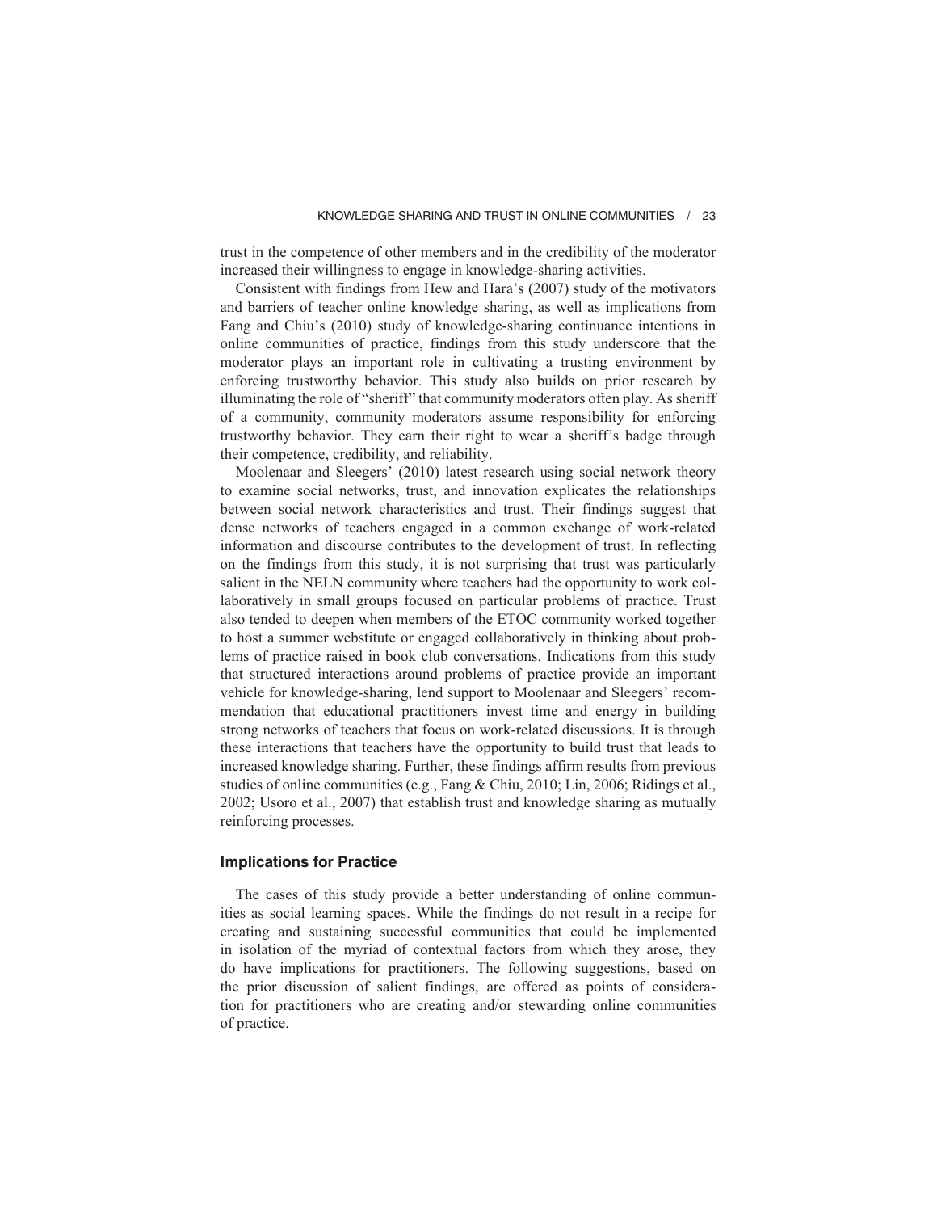trust in the competence of other members and in the credibility of the moderator increased their willingness to engage in knowledge-sharing activities.

Consistent with findings from Hew and Hara's (2007) study of the motivators and barriers of teacher online knowledge sharing, as well as implications from Fang and Chiu's (2010) study of knowledge-sharing continuance intentions in online communities of practice, findings from this study underscore that the moderator plays an important role in cultivating a trusting environment by enforcing trustworthy behavior. This study also builds on prior research by illuminating the role of "sheriff" that community moderators often play. As sheriff of a community, community moderators assume responsibility for enforcing trustworthy behavior. They earn their right to wear a sheriff's badge through their competence, credibility, and reliability.

Moolenaar and Sleegers' (2010) latest research using social network theory to examine social networks, trust, and innovation explicates the relationships between social network characteristics and trust. Their findings suggest that dense networks of teachers engaged in a common exchange of work-related information and discourse contributes to the development of trust. In reflecting on the findings from this study, it is not surprising that trust was particularly salient in the NELN community where teachers had the opportunity to work collaboratively in small groups focused on particular problems of practice. Trust also tended to deepen when members of the ETOC community worked together to host a summer webstitute or engaged collaboratively in thinking about problems of practice raised in book club conversations. Indications from this study that structured interactions around problems of practice provide an important vehicle for knowledge-sharing, lend support to Moolenaar and Sleegers' recommendation that educational practitioners invest time and energy in building strong networks of teachers that focus on work-related discussions. It is through these interactions that teachers have the opportunity to build trust that leads to increased knowledge sharing. Further, these findings affirm results from previous studies of online communities (e.g., Fang & Chiu, 2010; Lin, 2006; Ridings et al., 2002; Usoro et al., 2007) that establish trust and knowledge sharing as mutually reinforcing processes.

### Implications for Practice

The cases of this study provide a better understanding of online communities as social learning spaces. While the findings do not result in a recipe for creating and sustaining successful communities that could be implemented in isolation of the myriad of contextual factors from which they arose, they do have implications for practitioners. The following suggestions, based on the prior discussion of salient findings, are offered as points of consideration for practitioners who are creating and/or stewarding online communities of practice.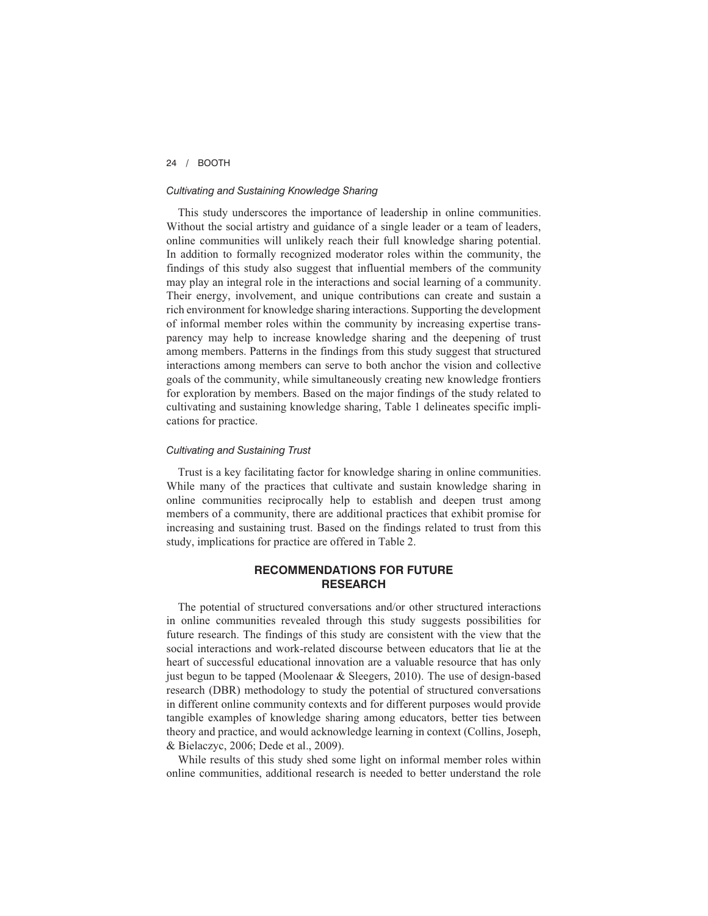### *Cultivating and Sustaining Knowledge Sharing*

This study underscores the importance of leadership in online communities. Without the social artistry and guidance of a single leader or a team of leaders, online communities will unlikely reach their full knowledge sharing potential. In addition to formally recognized moderator roles within the community, the findings of this study also suggest that influential members of the community may play an integral role in the interactions and social learning of a community. Their energy, involvement, and unique contributions can create and sustain a rich environment for knowledge sharing interactions. Supporting the development of informal member roles within the community by increasing expertise transparency may help to increase knowledge sharing and the deepening of trust among members. Patterns in the findings from this study suggest that structured interactions among members can serve to both anchor the vision and collective goals of the community, while simultaneously creating new knowledge frontiers for exploration by members. Based on the major findings of the study related to cultivating and sustaining knowledge sharing, Table 1 delineates specific implications for practice.

### *Cultivating and Sustaining Trust*

Trust is a key facilitating factor for knowledge sharing in online communities. While many of the practices that cultivate and sustain knowledge sharing in online communities reciprocally help to establish and deepen trust among members of a community, there are additional practices that exhibit promise for increasing and sustaining trust. Based on the findings related to trust from this study, implications for practice are offered in Table 2.

## RECOMMENDATIONS FOR FUTURE RESEARCH

The potential of structured conversations and/or other structured interactions in online communities revealed through this study suggests possibilities for future research. The findings of this study are consistent with the view that the social interactions and work-related discourse between educators that lie at the heart of successful educational innovation are a valuable resource that has only just begun to be tapped (Moolenaar & Sleegers, 2010). The use of design-based research (DBR) methodology to study the potential of structured conversations in different online community contexts and for different purposes would provide tangible examples of knowledge sharing among educators, better ties between theory and practice, and would acknowledge learning in context (Collins, Joseph, & Bielaczyc, 2006; Dede et al., 2009).

While results of this study shed some light on informal member roles within online communities, additional research is needed to better understand the role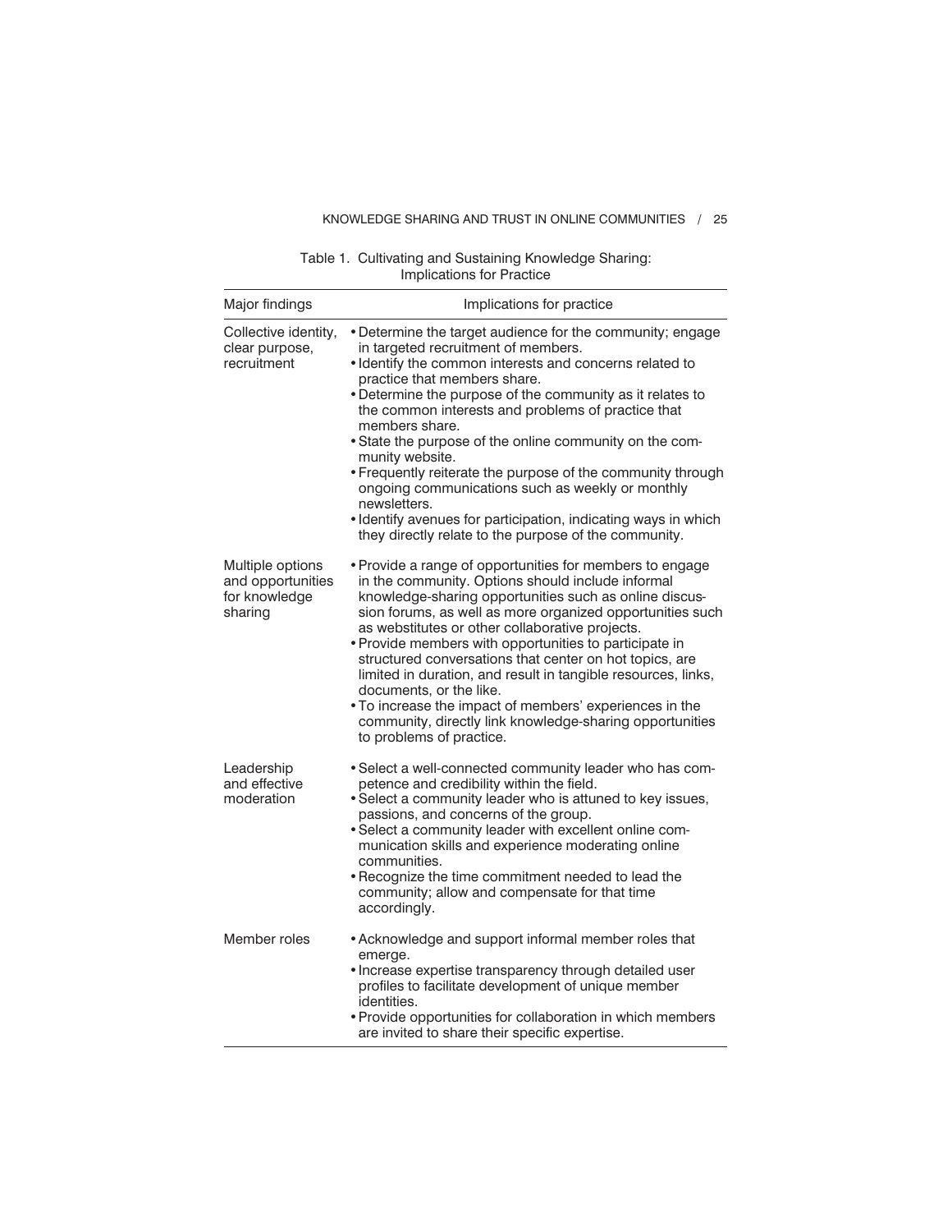Table 1. Cultivating and Sustaining Knowledge Sharing: Implications for Practice

| Major findings | Implications for practice |
|---|---|
| Collective identity, clear purpose, recruitment | • Determine the target audience for the community; engage in targeted recruitment of members.<br>• Identify the common interests and concerns related to practice that members share.<br>• Determine the purpose of the community as it relates to the common interests and problems of practice that members share.<br>• State the purpose of the online community on the community website.<br>• Frequently reiterate the purpose of the community through ongoing communications such as weekly or monthly newsletters.<br>• Identify avenues for participation, indicating ways in which they directly relate to the purpose of the community. |
| Multiple options and opportunities for knowledge sharing | • Provide a range of opportunities for members to engage in the community. Options should include informal knowledge-sharing opportunities such as online discussion forums, as well as more organized opportunities such as webstitutes or other collaborative projects.<br>• Provide members with opportunities to participate in structured conversations that center on hot topics, are limited in duration, and result in tangible resources, links, documents, or the like.<br>• To increase the impact of members' experiences in the community, directly link knowledge-sharing opportunities to problems of practice. |
| Leadership and effective moderation | • Select a well-connected community leader who has competence and credibility within the field.<br>• Select a community leader who is attuned to key issues, passions, and concerns of the group.<br>• Select a community leader with excellent online communication skills and experience moderating online communities.<br>• Recognize the time commitment needed to lead the community; allow and compensate for that time accordingly. |
| Member roles | • Acknowledge and support informal member roles that emerge.<br>• Increase expertise transparency through detailed user profiles to facilitate development of unique member identities.<br>• Provide opportunities for collaboration in which members are invited to share their specific expertise. |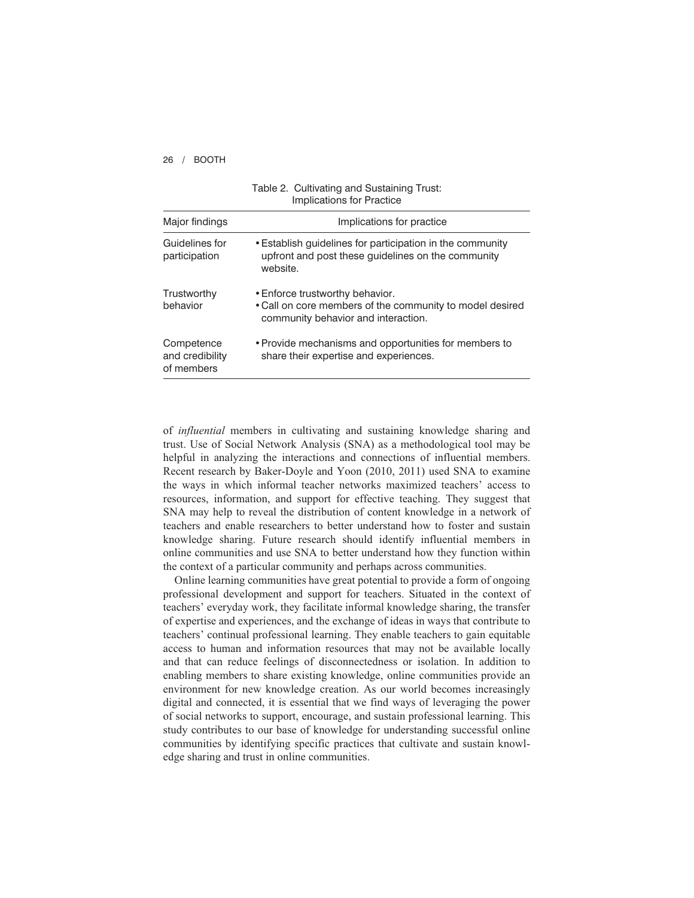Table 2. Cultivating and Sustaining Trust: Implications for Practice

| Major findings | Implications for practice |
|---|---|
| Guidelines for participation | • Establish guidelines for participation in the community upfront and post these guidelines on the community website. |
| Trustworthy behavior | • Enforce trustworthy behavior.<br>• Call on core members of the community to model desired community behavior and interaction. |
| Competence and credibility of members | • Provide mechanisms and opportunities for members to share their expertise and experiences. |

of *influential* members in cultivating and sustaining knowledge sharing and trust. Use of Social Network Analysis (SNA) as a methodological tool may be helpful in analyzing the interactions and connections of influential members. Recent research by Baker-Doyle and Yoon (2010, 2011) used SNA to examine the ways in which informal teacher networks maximized teachers' access to resources, information, and support for effective teaching. They suggest that SNA may help to reveal the distribution of content knowledge in a network of teachers and enable researchers to better understand how to foster and sustain knowledge sharing. Future research should identify influential members in online communities and use SNA to better understand how they function within the context of a particular community and perhaps across communities.

Online learning communities have great potential to provide a form of ongoing professional development and support for teachers. Situated in the context of teachers' everyday work, they facilitate informal knowledge sharing, the transfer of expertise and experiences, and the exchange of ideas in ways that contribute to teachers' continual professional learning. They enable teachers to gain equitable access to human and information resources that may not be available locally and that can reduce feelings of disconnectedness or isolation. In addition to enabling members to share existing knowledge, online communities provide an environment for new knowledge creation. As our world becomes increasingly digital and connected, it is essential that we find ways of leveraging the power of social networks to support, encourage, and sustain professional learning. This study contributes to our base of knowledge for understanding successful online communities by identifying specific practices that cultivate and sustain knowledge sharing and trust in online communities.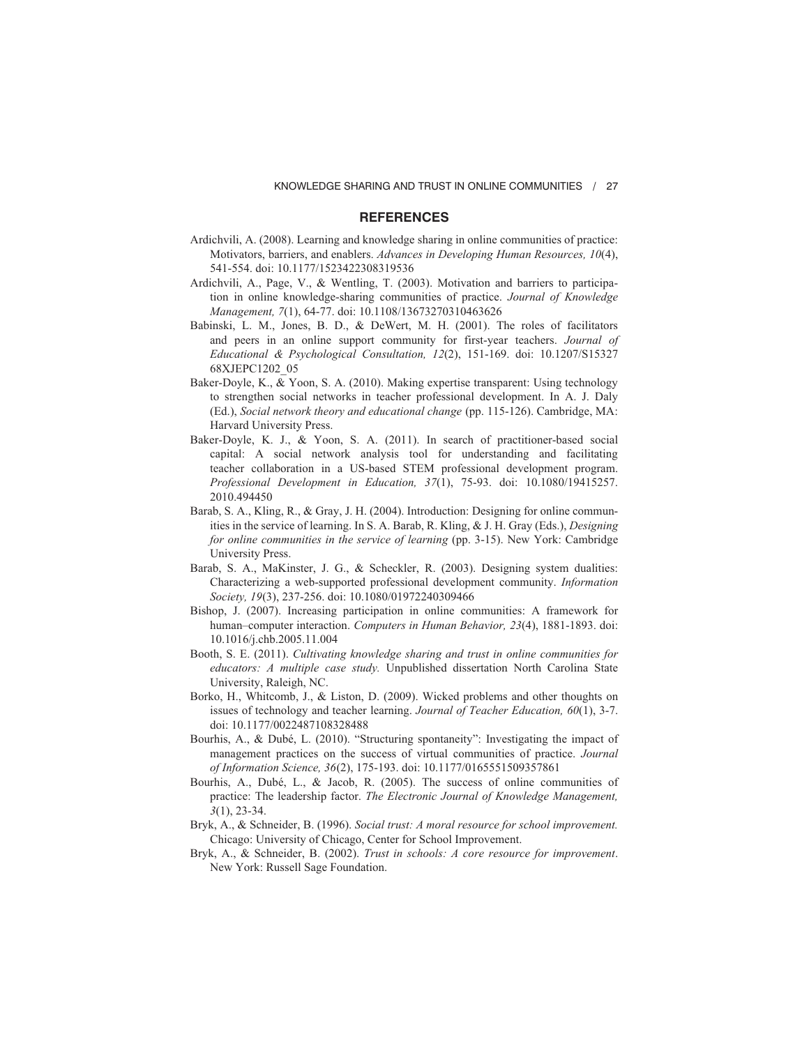## REFERENCES

Ardichvili, A. (2008). Learning and knowledge sharing in online communities of practice: Motivators, barriers, and enablers. *Advances in Developing Human Resources, 10*(4), 541-554. doi: 10.1177/1523422308319536

Ardichvili, A., Page, V., & Wentling, T. (2003). Motivation and barriers to participation in online knowledge-sharing communities of practice. *Journal of Knowledge Management, 7*(1), 64-77. doi: 10.1108/13673270310463626

Babinski, L. M., Jones, B. D., & DeWert, M. H. (2001). The roles of facilitators and peers in an online support community for first-year teachers. *Journal of Educational & Psychological Consultation, 12*(2), 151-169. doi: 10.1207/S15327 68XJEPC1202_05

Baker-Doyle, K., & Yoon, S. A. (2010). Making expertise transparent: Using technology to strengthen social networks in teacher professional development. In A. J. Daly (Ed.), *Social network theory and educational change* (pp. 115-126). Cambridge, MA: Harvard University Press.

Baker-Doyle, K. J., & Yoon, S. A. (2011). In search of practitioner-based social capital: A social network analysis tool for understanding and facilitating teacher collaboration in a US-based STEM professional development program. *Professional Development in Education, 37*(1), 75-93. doi: 10.1080/19415257. 2010.494450

Barab, S. A., Kling, R., & Gray, J. H. (2004). Introduction: Designing for online communities in the service of learning. In S. A. Barab, R. Kling, & J. H. Gray (Eds.), *Designing for online communities in the service of learning* (pp. 3-15). New York: Cambridge University Press.

Barab, S. A., MaKinster, J. G., & Scheckler, R. (2003). Designing system dualities: Characterizing a web-supported professional development community. *Information Society, 19*(3), 237-256. doi: 10.1080/01972240309466

Bishop, J. (2007). Increasing participation in online communities: A framework for human–computer interaction. *Computers in Human Behavior, 23*(4), 1881-1893. doi: 10.1016/j.chb.2005.11.004

Booth, S. E. (2011). *Cultivating knowledge sharing and trust in online communities for educators: A multiple case study.* Unpublished dissertation North Carolina State University, Raleigh, NC.

Borko, H., Whitcomb, J., & Liston, D. (2009). Wicked problems and other thoughts on issues of technology and teacher learning. *Journal of Teacher Education, 60*(1), 3-7. doi: 10.1177/0022487108328488

Bourhis, A., & Dubé, L. (2010). "Structuring spontaneity": Investigating the impact of management practices on the success of virtual communities of practice. *Journal of Information Science, 36*(2), 175-193. doi: 10.1177/0165551509357861

Bourhis, A., Dubé, L., & Jacob, R. (2005). The success of online communities of practice: The leadership factor. *The Electronic Journal of Knowledge Management, 3*(1), 23-34.

Bryk, A., & Schneider, B. (1996). *Social trust: A moral resource for school improvement.* Chicago: University of Chicago, Center for School Improvement.

Bryk, A., & Schneider, B. (2002). *Trust in schools: A core resource for improvement*. New York: Russell Sage Foundation.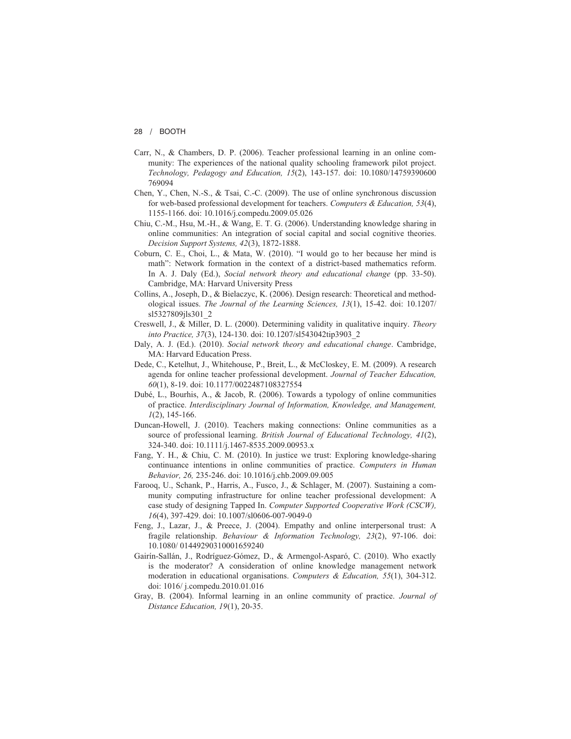Carr, N., & Chambers, D. P. (2006). Teacher professional learning in an online community: The experiences of the national quality schooling framework pilot project. *Technology, Pedagogy and Education, 15*(2), 143-157. doi: 10.1080/14759390600769094

Chen, Y., Chen, N.-S., & Tsai, C.-C. (2009). The use of online synchronous discussion for web-based professional development for teachers. *Computers & Education, 53*(4), 1155-1166. doi: 10.1016/j.compedu.2009.05.026

Chiu, C.-M., Hsu, M.-H., & Wang, E. T. G. (2006). Understanding knowledge sharing in online communities: An integration of social capital and social cognitive theories. *Decision Support Systems, 42*(3), 1872-1888.

Coburn, C. E., Choi, L., & Mata, W. (2010). "I would go to her because her mind is math": Network formation in the context of a district-based mathematics reform. In A. J. Daly (Ed.), *Social network theory and educational change* (pp. 33-50). Cambridge, MA: Harvard University Press

Collins, A., Joseph, D., & Bielaczyc, K. (2006). Design research: Theoretical and methodological issues. *The Journal of the Learning Sciences, 13*(1), 15-42. doi: 10.1207/sl5327809jls301_2

Creswell, J., & Miller, D. L. (2000). Determining validity in qualitative inquiry. *Theory into Practice, 37*(3), 124-130. doi: 10.1207/sl543042tip3903_2

Daly, A. J. (Ed.). (2010). *Social network theory and educational change*. Cambridge, MA: Harvard Education Press.

Dede, C., Ketelhut, J., Whitehouse, P., Breit, L., & McCloskey, E. M. (2009). A research agenda for online teacher professional development. *Journal of Teacher Education, 60*(1), 8-19. doi: 10.1177/0022487108327554

Dubé, L., Bourhis, A., & Jacob, R. (2006). Towards a typology of online communities of practice. *Interdisciplinary Journal of Information, Knowledge, and Management, 1*(2), 145-166.

Duncan-Howell, J. (2010). Teachers making connections: Online communities as a source of professional learning. *British Journal of Educational Technology, 41*(2), 324-340. doi: 10.1111/j.1467-8535.2009.00953.x

Fang, Y. H., & Chiu, C. M. (2010). In justice we trust: Exploring knowledge-sharing continuance intentions in online communities of practice. *Computers in Human Behavior, 26,* 235-246. doi: 10.1016/j.chb.2009.09.005

Farooq, U., Schank, P., Harris, A., Fusco, J., & Schlager, M. (2007). Sustaining a community computing infrastructure for online teacher professional development: A case study of designing Tapped In. *Computer Supported Cooperative Work (CSCW), 16*(4), 397-429. doi: 10.1007/sl0606-007-9049-0

Feng, J., Lazar, J., & Preece, J. (2004). Empathy and online interpersonal trust: A fragile relationship. *Behaviour & Information Technology, 23*(2), 97-106. doi: 10.1080/ 01449290310001659240

Gairín-Sallán, J., Rodríguez-Gómez, D., & Armengol-Asparó, C. (2010). Who exactly is the moderator? A consideration of online knowledge management network moderation in educational organisations. *Computers & Education, 55*(1), 304-312. doi: 1016/ j.compedu.2010.01.016

Gray, B. (2004). Informal learning in an online community of practice. *Journal of Distance Education, 19*(1), 20-35.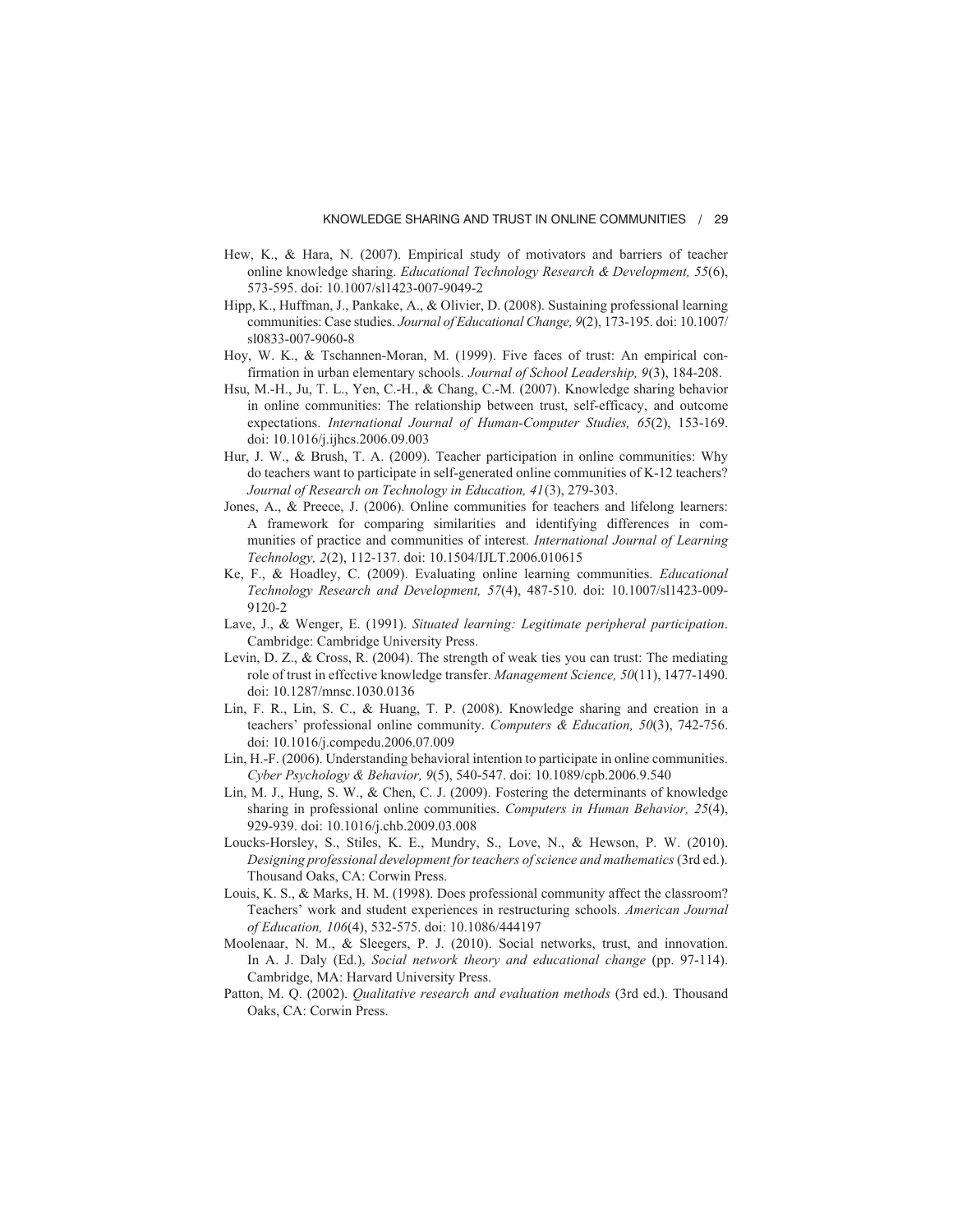Hew, K., & Hara, N. (2007). Empirical study of motivators and barriers of teacher online knowledge sharing. *Educational Technology Research & Development, 55*(6), 573-595. doi: 10.1007/sl1423-007-9049-2

Hipp, K., Huffman, J., Pankake, A., & Olivier, D. (2008). Sustaining professional learning communities: Case studies. *Journal of Educational Change, 9*(2), 173-195. doi: 10.1007/sl0833-007-9060-8

Hoy, W. K., & Tschannen-Moran, M. (1999). Five faces of trust: An empirical confirmation in urban elementary schools. *Journal of School Leadership, 9*(3), 184-208.

Hsu, M.-H., Ju, T. L., Yen, C.-H., & Chang, C.-M. (2007). Knowledge sharing behavior in online communities: The relationship between trust, self-efficacy, and outcome expectations. *International Journal of Human-Computer Studies, 65*(2), 153-169. doi: 10.1016/j.ijhcs.2006.09.003

Hur, J. W., & Brush, T. A. (2009). Teacher participation in online communities: Why do teachers want to participate in self-generated online communities of K-12 teachers? *Journal of Research on Technology in Education, 41*(3), 279-303.

Jones, A., & Preece, J. (2006). Online communities for teachers and lifelong learners: A framework for comparing similarities and identifying differences in communities of practice and communities of interest. *International Journal of Learning Technology, 2*(2), 112-137. doi: 10.1504/IJLT.2006.010615

Ke, F., & Hoadley, C. (2009). Evaluating online learning communities. *Educational Technology Research and Development, 57*(4), 487-510. doi: 10.1007/sl1423-009-9120-2

Lave, J., & Wenger, E. (1991). *Situated learning: Legitimate peripheral participation*. Cambridge: Cambridge University Press.

Levin, D. Z., & Cross, R. (2004). The strength of weak ties you can trust: The mediating role of trust in effective knowledge transfer. *Management Science, 50*(11), 1477-1490. doi: 10.1287/mnsc.1030.0136

Lin, F. R., Lin, S. C., & Huang, T. P. (2008). Knowledge sharing and creation in a teachers' professional online community. *Computers & Education, 50*(3), 742-756. doi: 10.1016/j.compedu.2006.07.009

Lin, H.-F. (2006). Understanding behavioral intention to participate in online communities. *Cyber Psychology & Behavior, 9*(5), 540-547. doi: 10.1089/cpb.2006.9.540

Lin, M. J., Hung, S. W., & Chen, C. J. (2009). Fostering the determinants of knowledge sharing in professional online communities. *Computers in Human Behavior, 25*(4), 929-939. doi: 10.1016/j.chb.2009.03.008

Loucks-Horsley, S., Stiles, K. E., Mundry, S., Love, N., & Hewson, P. W. (2010). *Designing professional development for teachers of science and mathematics* (3rd ed.). Thousand Oaks, CA: Corwin Press.

Louis, K. S., & Marks, H. M. (1998). Does professional community affect the classroom? Teachers' work and student experiences in restructuring schools. *American Journal of Education, 106*(4), 532-575. doi: 10.1086/444197

Moolenaar, N. M., & Sleegers, P. J. (2010). Social networks, trust, and innovation. In A. J. Daly (Ed.), *Social network theory and educational change* (pp. 97-114). Cambridge, MA: Harvard University Press.

Patton, M. Q. (2002). *Qualitative research and evaluation methods* (3rd ed.). Thousand Oaks, CA: Corwin Press.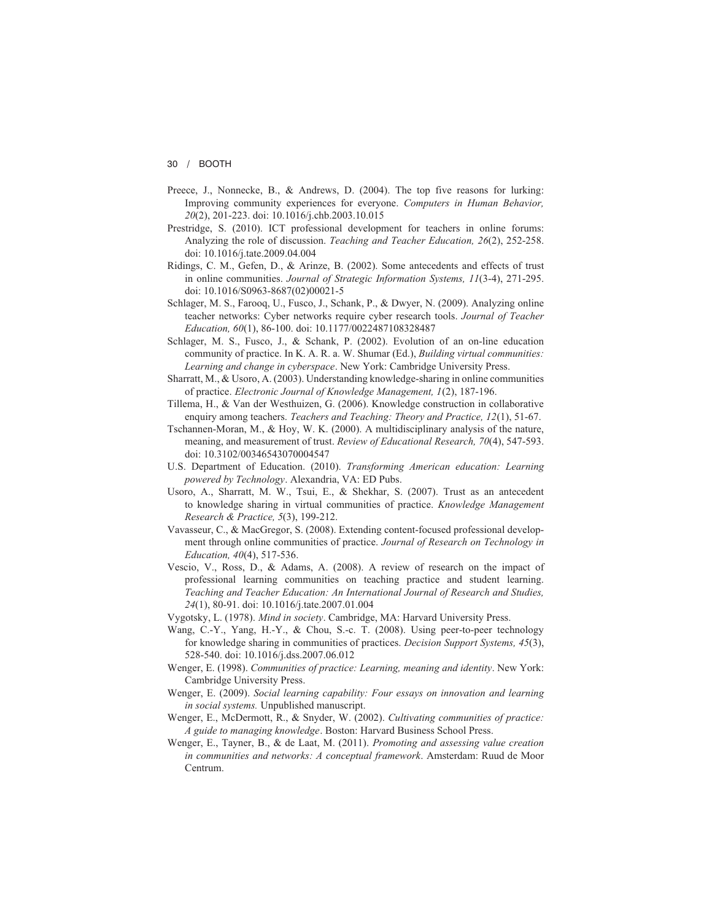Preece, J., Nonnecke, B., & Andrews, D. (2004). The top five reasons for lurking: Improving community experiences for everyone. *Computers in Human Behavior, 20*(2), 201-223. doi: 10.1016/j.chb.2003.10.015

Prestridge, S. (2010). ICT professional development for teachers in online forums: Analyzing the role of discussion. *Teaching and Teacher Education, 26*(2), 252-258. doi: 10.1016/j.tate.2009.04.004

Ridings, C. M., Gefen, D., & Arinze, B. (2002). Some antecedents and effects of trust in online communities. *Journal of Strategic Information Systems, 11*(3-4), 271-295. doi: 10.1016/S0963-8687(02)00021-5

Schlager, M. S., Farooq, U., Fusco, J., Schank, P., & Dwyer, N. (2009). Analyzing online teacher networks: Cyber networks require cyber research tools. *Journal of Teacher Education, 60*(1), 86-100. doi: 10.1177/0022487108328487

Schlager, M. S., Fusco, J., & Schank, P. (2002). Evolution of an on-line education community of practice. In K. A. R. a. W. Shumar (Ed.), *Building virtual communities: Learning and change in cyberspace*. New York: Cambridge University Press.

Sharratt, M., & Usoro, A. (2003). Understanding knowledge-sharing in online communities of practice. *Electronic Journal of Knowledge Management, 1*(2), 187-196.

Tillema, H., & Van der Westhuizen, G. (2006). Knowledge construction in collaborative enquiry among teachers. *Teachers and Teaching: Theory and Practice, 12*(1), 51-67.

Tschannen-Moran, M., & Hoy, W. K. (2000). A multidisciplinary analysis of the nature, meaning, and measurement of trust. *Review of Educational Research, 70*(4), 547-593. doi: 10.3102/00346543070004547

U.S. Department of Education. (2010). *Transforming American education: Learning powered by Technology*. Alexandria, VA: ED Pubs.

Usoro, A., Sharratt, M. W., Tsui, E., & Shekhar, S. (2007). Trust as an antecedent to knowledge sharing in virtual communities of practice. *Knowledge Management Research & Practice, 5*(3), 199-212.

Vavasseur, C., & MacGregor, S. (2008). Extending content-focused professional development through online communities of practice. *Journal of Research on Technology in Education, 40*(4), 517-536.

Vescio, V., Ross, D., & Adams, A. (2008). A review of research on the impact of professional learning communities on teaching practice and student learning. *Teaching and Teacher Education: An International Journal of Research and Studies, 24*(1), 80-91. doi: 10.1016/j.tate.2007.01.004

Vygotsky, L. (1978). *Mind in society*. Cambridge, MA: Harvard University Press.

Wang, C.-Y., Yang, H.-Y., & Chou, S.-c. T. (2008). Using peer-to-peer technology for knowledge sharing in communities of practices. *Decision Support Systems, 45*(3), 528-540. doi: 10.1016/j.dss.2007.06.012

Wenger, E. (1998). *Communities of practice: Learning, meaning and identity*. New York: Cambridge University Press.

Wenger, E. (2009). *Social learning capability: Four essays on innovation and learning in social systems.* Unpublished manuscript.

Wenger, E., McDermott, R., & Snyder, W. (2002). *Cultivating communities of practice: A guide to managing knowledge*. Boston: Harvard Business School Press.

Wenger, E., Tayner, B., & de Laat, M. (2011). *Promoting and assessing value creation in communities and networks: A conceptual framework*. Amsterdam: Ruud de Moor Centrum.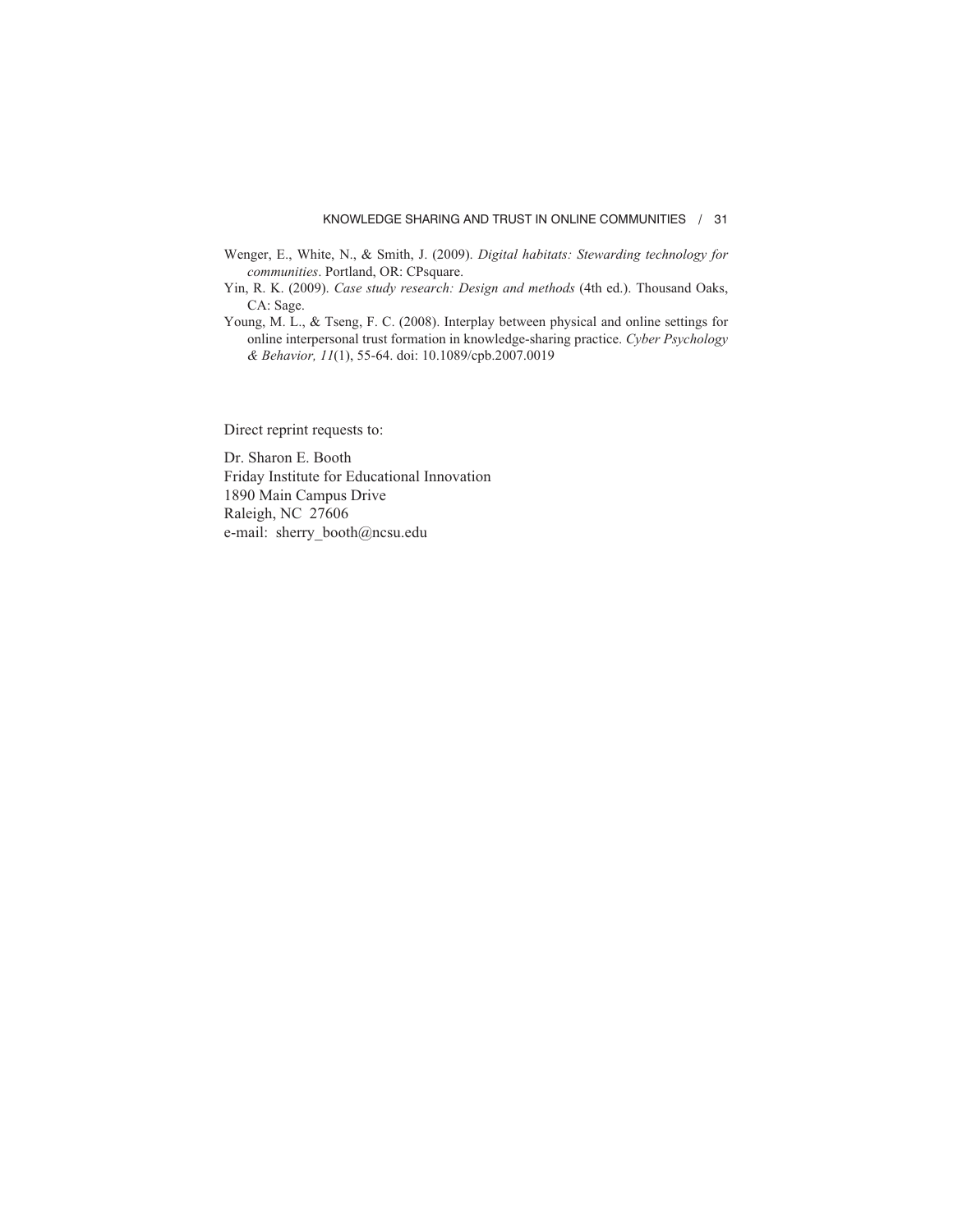Wenger, E., White, N., & Smith, J. (2009). *Digital habitats: Stewarding technology for communities*. Portland, OR: CPsquare.

Yin, R. K. (2009). *Case study research: Design and methods* (4th ed.). Thousand Oaks, CA: Sage.

Young, M. L., & Tseng, F. C. (2008). Interplay between physical and online settings for online interpersonal trust formation in knowledge-sharing practice. *Cyber Psychology & Behavior, 11*(1), 55-64. doi: 10.1089/cpb.2007.0019

Direct reprint requests to:

Dr. Sharon E. Booth
Friday Institute for Educational Innovation
1890 Main Campus Drive
Raleigh, NC 27606
e-mail: sherry_booth@ncsu.edu